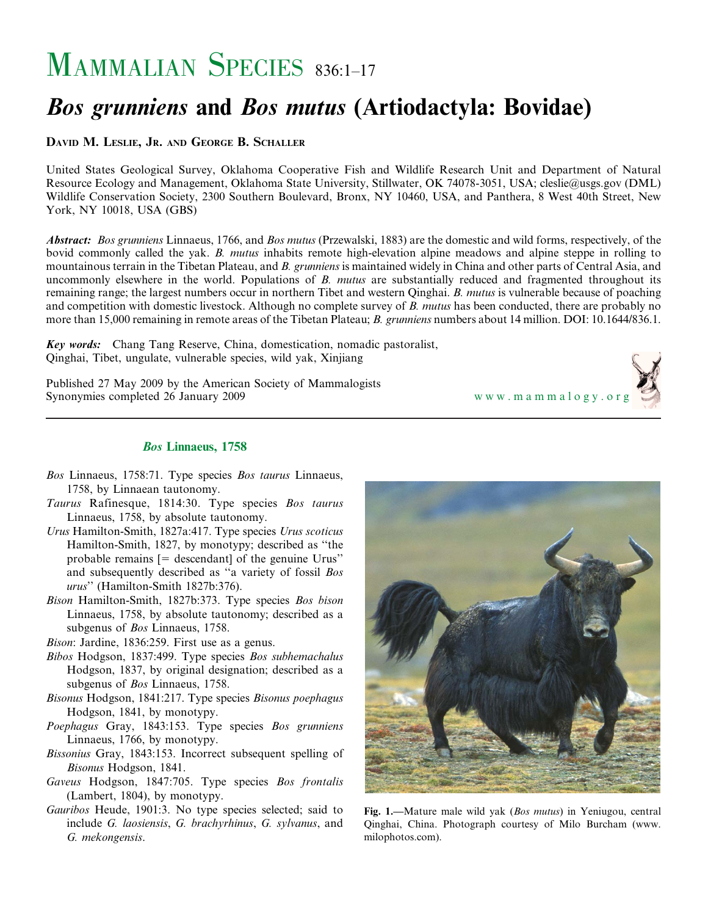# Mammalian Species 836:1–17

# *Bos grunniens* and *Bos mutus* (Artiodactyla: Bovidae)

**David M. Leslie, Jr. and George B. Schaller**

United States Geological Survey, Oklahoma Cooperative Fish and Wildlife Research Unit and Department of Natural Resource Ecology and Management, Oklahoma State University, Stillwater, OK 74078-3051, USA; cleslie@usgs.gov (DML) Wildlife Conservation Society, 2300 Southern Boulevard, Bronx, NY 10460, USA, and Panthera, 8 West 40th Street, New York, NY 10018, USA (GBS)

***Abstract:*** *Bos grunniens* Linnaeus, 1766, and *Bos mutus* (Przewalski, 1883) are the domestic and wild forms, respectively, of the bovid commonly called the yak. *B. mutus* inhabits remote high-elevation alpine meadows and alpine steppe in rolling to mountainous terrain in the Tibetan Plateau, and *B. grunniens* is maintained widely in China and other parts of Central Asia, and uncommonly elsewhere in the world. Populations of *B. mutus* are substantially reduced and fragmented throughout its remaining range; the largest numbers occur in northern Tibet and western Qinghai. *B. mutus* is vulnerable because of poaching and competition with domestic livestock. Although no complete survey of *B. mutus* has been conducted, there are probably no more than 15,000 remaining in remote areas of the Tibetan Plateau; *B. grunniens* numbers about 14 million. DOI: 10.1644/836.1.

***Key words:*** Chang Tang Reserve, China, domestication, nomadic pastoralist, Qinghai, Tibet, ungulate, vulnerable species, wild yak, Xinjiang

Published 27 May 2009 by the American Society of Mammalogists
Synonymies completed 26 January 2009

www.mammalogy.org

## *Bos* Linnaeus, 1758

*Bos* Linnaeus, 1758:71. Type species *Bos taurus* Linnaeus, 1758, by Linnaean tautonomy.

*Taurus* Rafinesque, 1814:30. Type species *Bos taurus* Linnaeus, 1758, by absolute tautonomy.

*Urus* Hamilton-Smith, 1827a:417. Type species *Urus scoticus* Hamilton-Smith, 1827, by monotypy; described as "the probable remains [= descendant] of the genuine Urus" and subsequently described as "a variety of fossil *Bos urus*" (Hamilton-Smith 1827b:376).

*Bison* Hamilton-Smith, 1827b:373. Type species *Bos bison* Linnaeus, 1758, by absolute tautonomy; described as a subgenus of *Bos* Linnaeus, 1758.

*Bison*: Jardine, 1836:259. First use as a genus.

*Bibos* Hodgson, 1837:499. Type species *Bos subhemachalus* Hodgson, 1837, by original designation; described as a subgenus of *Bos* Linnaeus, 1758.

*Bisonus* Hodgson, 1841:217. Type species *Bisonus poephagus* Hodgson, 1841, by monotypy.

*Poephagus* Gray, 1843:153. Type species *Bos grunniens* Linnaeus, 1766, by monotypy.

*Bissonius* Gray, 1843:153. Incorrect subsequent spelling of *Bisonus* Hodgson, 1841.

*Gaveus* Hodgson, 1847:705. Type species *Bos frontalis* (Lambert, 1804), by monotypy.

*Gauribos* Heude, 1901:3. No type species selected; said to include *G. laosiensis*, *G. brachyrhinus*, *G. sylvanus*, and *G. mekongensis*.

**Fig. 1.**—Mature male wild yak (*Bos mutus*) in Yeniugou, central Qinghai, China. Photograph courtesy of Milo Burcham (www.milophotos.com).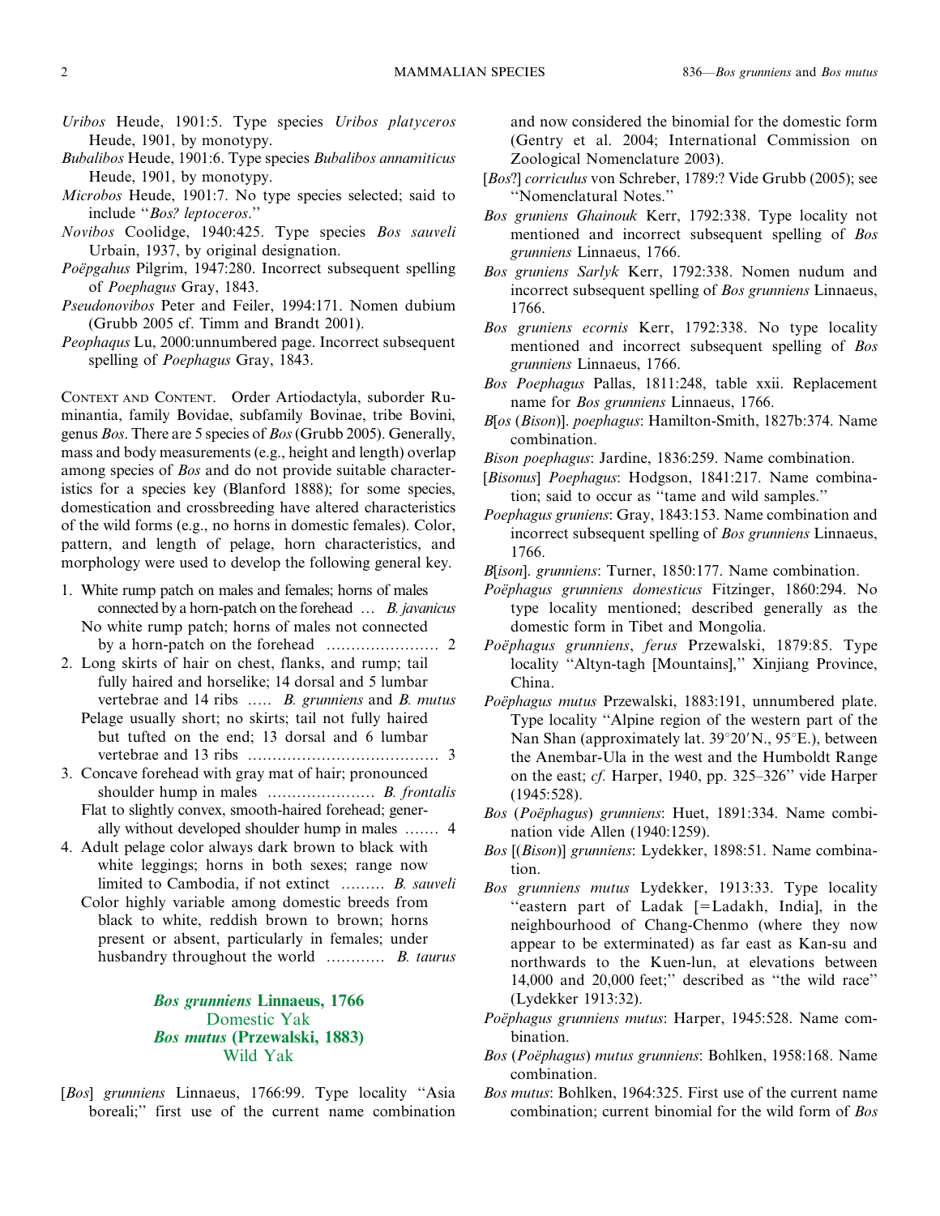*Uribos* Heude, 1901:5. Type species *Uribos platyceros* Heude, 1901, by monotypy.

*Bubalibos* Heude, 1901:6. Type species *Bubalibos annamiticus* Heude, 1901, by monotypy.

*Microbos* Heude, 1901:7. No type species selected; said to include "*Bos? leptoceros*."

*Novibos* Coolidge, 1940:425. Type species *Bos sauveli* Urbain, 1937, by original designation.

*Poëpgahus* Pilgrim, 1947:280. Incorrect subsequent spelling of *Poephagus* Gray, 1843.

*Pseudonovibos* Peter and Feiler, 1994:171. Nomen dubium (Grubb 2005 cf. Timm and Brandt 2001).

*Peophaqus* Lu, 2000:unnumbered page. Incorrect subsequent spelling of *Poephagus* Gray, 1843.

Context and Content. Order Artiodactyla, suborder Ruminantia, family Bovidae, subfamily Bovinae, tribe Bovini, genus *Bos*. There are 5 species of *Bos* (Grubb 2005). Generally, mass and body measurements (e.g., height and length) overlap among species of *Bos* and do not provide suitable characteristics for a species key (Blanford 1888); for some species, domestication and crossbreeding have altered characteristics of the wild forms (e.g., no horns in domestic females). Color, pattern, and length of pelage, horn characteristics, and morphology were used to develop the following general key.

1. White rump patch on males and females; horns of males connected by a horn-patch on the forehead … *B. javanicus*
   No white rump patch; horns of males not connected by a horn-patch on the forehead …………………… 2
2. Long skirts of hair on chest, flanks, and rump; tail fully haired and horselike; 14 dorsal and 5 lumbar vertebrae and 14 ribs ….. *B. grunniens* and *B. mutus*
   Pelage usually short; no skirts; tail not fully haired but tufted on the end; 13 dorsal and 6 lumbar vertebrae and 13 ribs ………………………………… 3
3. Concave forehead with gray mat of hair; pronounced shoulder hump in males …………………. *B. frontalis*
   Flat to slightly convex, smooth-haired forehead; generally without developed shoulder hump in males ……. 4
4. Adult pelage color always dark brown to black with white leggings; horns in both sexes; range now limited to Cambodia, if not extinct ……… *B. sauveli*
   Color highly variable among domestic breeds from black to white, reddish brown to brown; horns present or absent, particularly in females; under husbandry throughout the world ………… *B. taurus*

## *Bos grunniens* Linnaeus, 1766
## Domestic Yak
## *Bos mutus* (Przewalski, 1883)
## Wild Yak

[*Bos*] *grunniens* Linnaeus, 1766:99. Type locality "Asia boreali;" first use of the current name combination and now considered the binomial for the domestic form (Gentry et al. 2004; International Commission on Zoological Nomenclature 2003).

[*Bos*?] *corriculus* von Schreber, 1789:? Vide Grubb (2005); see "Nomenclatural Notes."

*Bos gruniens Ghainouk* Kerr, 1792:338. Type locality not mentioned and incorrect subsequent spelling of *Bos grunniens* Linnaeus, 1766.

*Bos gruniens Sarlyk* Kerr, 1792:338. Nomen nudum and incorrect subsequent spelling of *Bos grunniens* Linnaeus, 1766.

*Bos gruniens ecornis* Kerr, 1792:338. No type locality mentioned and incorrect subsequent spelling of *Bos grunniens* Linnaeus, 1766.

*Bos Poephagus* Pallas, 1811:248, table xxii. Replacement name for *Bos grunniens* Linnaeus, 1766.

*B*[*os* (*Bison*)]. *poephagus*: Hamilton-Smith, 1827b:374. Name combination.

*Bison poephagus*: Jardine, 1836:259. Name combination.

[*Bisonus*] *Poephagus*: Hodgson, 1841:217. Name combination; said to occur as "tame and wild samples."

*Poephagus gruniens*: Gray, 1843:153. Name combination and incorrect subsequent spelling of *Bos grunniens* Linnaeus, 1766.

*B*[*ison*]. *grunniens*: Turner, 1850:177. Name combination.

*Poëphagus grunniens domesticus* Fitzinger, 1860:294. No type locality mentioned; described generally as the domestic form in Tibet and Mongolia.

*Poëphagus grunniens*, *ferus* Przewalski, 1879:85. Type locality "Altyn-tagh [Mountains]," Xinjiang Province, China.

*Poëphagus mutus* Przewalski, 1883:191, unnumbered plate. Type locality "Alpine region of the western part of the Nan Shan (approximately lat. 39°20′N., 95°E.), between the Anembar-Ula in the west and the Humboldt Range on the east; *cf.* Harper, 1940, pp. 325–326" vide Harper (1945:528).

*Bos* (*Poëphagus*) *grunniens*: Huet, 1891:334. Name combination vide Allen (1940:1259).

*Bos* [(*Bison*)] *grunniens*: Lydekker, 1898:51. Name combination.

*Bos grunniens mutus* Lydekker, 1913:33. Type locality "eastern part of Ladak [=Ladakh, India], in the neighbourhood of Chang-Chenmo (where they now appear to be exterminated) as far east as Kan-su and northwards to the Kuen-lun, at elevations between 14,000 and 20,000 feet;" described as "the wild race" (Lydekker 1913:32).

*Poëphagus grunniens mutus*: Harper, 1945:528. Name combination.

*Bos* (*Poëphagus*) *mutus grunniens*: Bohlken, 1958:168. Name combination.

*Bos mutus*: Bohlken, 1964:325. First use of the current name combination; current binomial for the wild form of *Bos*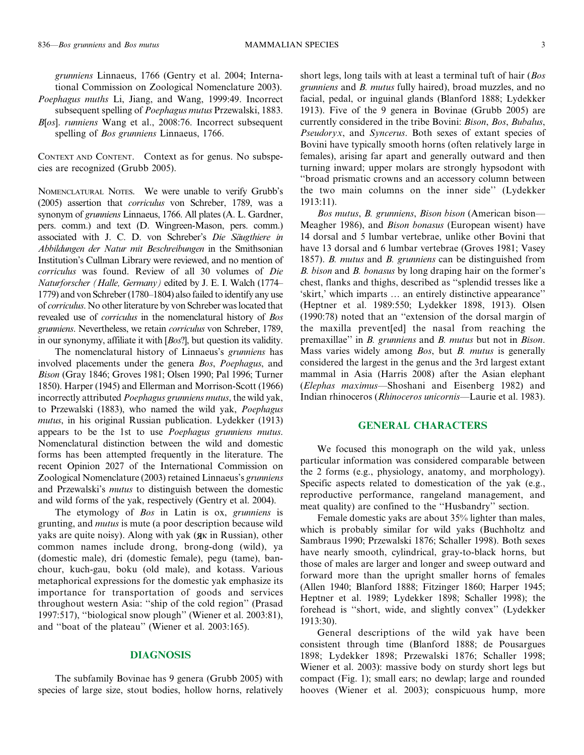*grunniens* Linnaeus, 1766 (Gentry et al. 2004; International Commission on Zoological Nomenclature 2003).

*Poephagus muths* Li, Jiang, and Wang, 1999:49. Incorrect subsequent spelling of *Poephagus mutus* Przewalski, 1883.

*B*[*os*]. *runniens* Wang et al., 2008:76. Incorrect subsequent spelling of *Bos grunniens* Linnaeus, 1766.

CONTEXT AND CONTENT. Context as for genus. No subspecies are recognized (Grubb 2005).

NOMENCLATURAL NOTES. We were unable to verify Grubb's (2005) assertion that *corriculus* von Schreber, 1789, was a synonym of *grunniens* Linnaeus, 1766. All plates (A. L. Gardner, pers. comm.) and text (D. Wingreen-Mason, pers. comm.) associated with J. C. D. von Schreber's *Die Säugthiere in Abbildungen der Natur mit Beschreibungen* in the Smithsonian Institution's Cullman Library were reviewed, and no mention of *corriculus* was found. Review of all 30 volumes of *Die Naturforscher (Halle, Germany)* edited by J. E. I. Walch (1774–1779) and von Schreber (1780–1804) also failed to identify any use of *corriculus*. No other literature by von Schreber was located that revealed use of *corriculus* in the nomenclatural history of *Bos grunniens*. Nevertheless, we retain *corriculus* von Schreber, 1789, in our synonymy, affiliate it with [*Bos*?], but question its validity.

The nomenclatural history of Linnaeus's *grunniens* has involved placements under the genera *Bos*, *Poephagus*, and *Bison* (Gray 1846; Groves 1981; Olsen 1990; Pal 1996; Turner 1850). Harper (1945) and Ellerman and Morrison-Scott (1966) incorrectly attributed *Poephagus grunniens mutus*, the wild yak, to Przewalski (1883), who named the wild yak, *Poephagus mutus*, in his original Russian publication. Lydekker (1913) appears to be the 1st to use *Poephagus grunniens mutus*. Nomenclatural distinction between the wild and domestic forms has been attempted frequently in the literature. The recent Opinion 2027 of the International Commission on Zoological Nomenclature (2003) retained Linnaeus's *grunniens* and Przewalski's *mutus* to distinguish between the domestic and wild forms of the yak, respectively (Gentry et al. 2004).

The etymology of *Bos* in Latin is ox, *grunniens* is grunting, and *mutus* is mute (a poor description because wild yaks are quite noisy). Along with yak (як in Russian), other common names include drong, brong-dong (wild), ya (domestic male), dri (domestic female), pegu (tame), banchour, kuch-gau, boku (old male), and kotass. Various metaphorical expressions for the domestic yak emphasize its importance for transportation of goods and services throughout western Asia: ''ship of the cold region'' (Prasad 1997:517), ''biological snow plough'' (Wiener et al. 2003:81), and ''boat of the plateau'' (Wiener et al. 2003:165).

## DIAGNOSIS

The subfamily Bovinae has 9 genera (Grubb 2005) with species of large size, stout bodies, hollow horns, relatively short legs, long tails with at least a terminal tuft of hair (*Bos grunniens* and *B. mutus* fully haired), broad muzzles, and no facial, pedal, or inguinal glands (Blanford 1888; Lydekker 1913). Five of the 9 genera in Bovinae (Grubb 2005) are currently considered in the tribe Bovini: *Bison*, *Bos*, *Bubalus*, *Pseudoryx*, and *Syncerus*. Both sexes of extant species of Bovini have typically smooth horns (often relatively large in females), arising far apart and generally outward and then turning inward; upper molars are strongly hypsodont with ''broad prismatic crowns and an accessory column between the two main columns on the inner side'' (Lydekker 1913:11).

*Bos mutus*, *B. grunniens*, *Bison bison* (American bison—Meagher 1986), and *Bison bonasus* (European wisent) have 14 dorsal and 5 lumbar vertebrae, unlike other Bovini that have 13 dorsal and 6 lumbar vertebrae (Groves 1981; Vasey 1857). *B. mutus* and *B. grunniens* can be distinguished from *B. bison* and *B. bonasus* by long draping hair on the former's chest, flanks and thighs, described as ''splendid tresses like a 'skirt,' which imparts … an entirely distinctive appearance'' (Heptner et al. 1989:550; Lydekker 1898, 1913). Olsen (1990:78) noted that an ''extension of the dorsal margin of the maxilla prevent[ed] the nasal from reaching the premaxillae'' in *B. grunniens* and *B. mutus* but not in *Bison*. Mass varies widely among *Bos*, but *B. mutus* is generally considered the largest in the genus and the 3rd largest extant mammal in Asia (Harris 2008) after the Asian elephant (*Elephas maximus*—Shoshani and Eisenberg 1982) and Indian rhinoceros (*Rhinoceros unicornis*—Laurie et al. 1983).

## GENERAL CHARACTERS

We focused this monograph on the wild yak, unless particular information was considered comparable between the 2 forms (e.g., physiology, anatomy, and morphology). Specific aspects related to domestication of the yak (e.g., reproductive performance, rangeland management, and meat quality) are confined to the ''Husbandry'' section.

Female domestic yaks are about 35% lighter than males, which is probably similar for wild yaks (Buchholtz and Sambraus 1990; Przewalski 1876; Schaller 1998). Both sexes have nearly smooth, cylindrical, gray-to-black horns, but those of males are larger and longer and sweep outward and forward more than the upright smaller horns of females (Allen 1940; Blanford 1888; Fitzinger 1860; Harper 1945; Heptner et al. 1989; Lydekker 1898; Schaller 1998); the forehead is ''short, wide, and slightly convex'' (Lydekker 1913:30).

General descriptions of the wild yak have been consistent through time (Blanford 1888; de Pousargues 1898; Lydekker 1898; Przewalski 1876; Schaller 1998; Wiener et al. 2003): massive body on sturdy short legs but compact (Fig. 1); small ears; no dewlap; large and rounded hooves (Wiener et al. 2003); conspicuous hump, more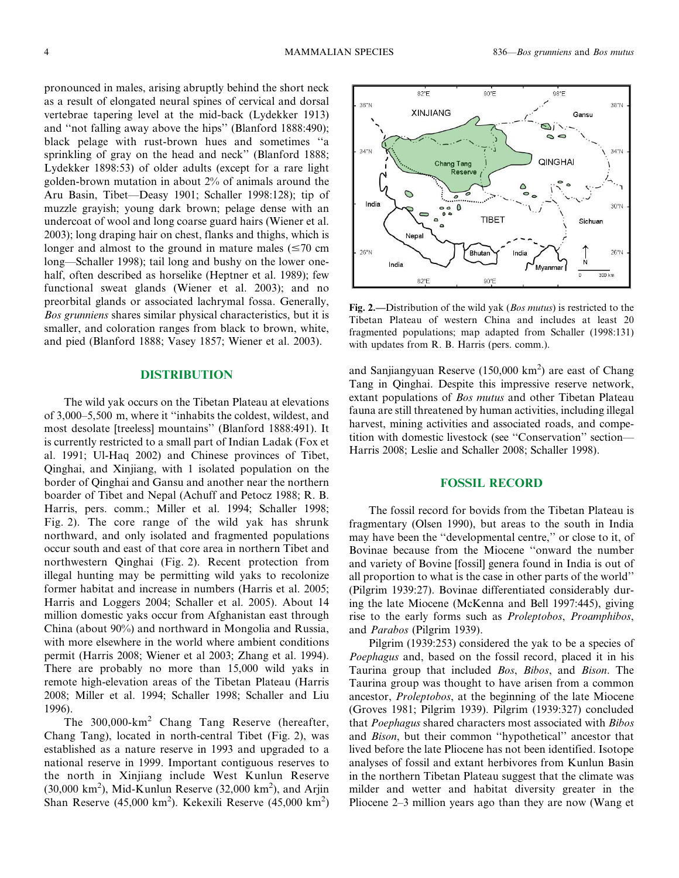pronounced in males, arising abruptly behind the short neck as a result of elongated neural spines of cervical and dorsal vertebrae tapering level at the mid-back (Lydekker 1913) and "not falling away above the hips" (Blanford 1888:490); black pelage with rust-brown hues and sometimes "a sprinkling of gray on the head and neck" (Blanford 1888; Lydekker 1898:53) of older adults (except for a rare light golden-brown mutation in about 2% of animals around the Aru Basin, Tibet—Deasy 1901; Schaller 1998:128); tip of muzzle grayish; young dark brown; pelage dense with an undercoat of wool and long coarse guard hairs (Wiener et al. 2003); long draping hair on chest, flanks and thighs, which is longer and almost to the ground in mature males (≤70 cm long—Schaller 1998); tail long and bushy on the lower one-half, often described as horselike (Heptner et al. 1989); few functional sweat glands (Wiener et al. 2003); and no preorbital glands or associated lachrymal fossa. Generally, *Bos grunniens* shares similar physical characteristics, but it is smaller, and coloration ranges from black to brown, white, and pied (Blanford 1888; Vasey 1857; Wiener et al. 2003).

## DISTRIBUTION

The wild yak occurs on the Tibetan Plateau at elevations of 3,000–5,500 m, where it "inhabits the coldest, wildest, and most desolate [treeless] mountains" (Blanford 1888:491). It is currently restricted to a small part of Indian Ladak (Fox et al. 1991; Ul-Haq 2002) and Chinese provinces of Tibet, Qinghai, and Xinjiang, with 1 isolated population on the border of Qinghai and Gansu and another near the northern boarder of Tibet and Nepal (Achuff and Petocz 1988; R. B. Harris, pers. comm.; Miller et al. 1994; Schaller 1998; Fig. 2). The core range of the wild yak has shrunk northward, and only isolated and fragmented populations occur south and east of that core area in northern Tibet and northwestern Qinghai (Fig. 2). Recent protection from illegal hunting may be permitting wild yaks to recolonize former habitat and increase in numbers (Harris et al. 2005; Harris and Loggers 2004; Schaller et al. 2005). About 14 million domestic yaks occur from Afghanistan east through China (about 90%) and northward in Mongolia and Russia, with more elsewhere in the world where ambient conditions permit (Harris 2008; Wiener et al 2003; Zhang et al. 1994). There are probably no more than 15,000 wild yaks in remote high-elevation areas of the Tibetan Plateau (Harris 2008; Miller et al. 1994; Schaller 1998; Schaller and Liu 1996).

The 300,000-km$^2$ Chang Tang Reserve (hereafter, Chang Tang), located in north-central Tibet (Fig. 2), was established as a nature reserve in 1993 and upgraded to a national reserve in 1999. Important contiguous reserves to the north in Xinjiang include West Kunlun Reserve (30,000 km$^2$), Mid-Kunlun Reserve (32,000 km$^2$), and Arjin Shan Reserve (45,000 km$^2$). Kekexili Reserve (45,000 km$^2$) and Sanjiangyuan Reserve (150,000 km$^2$) are east of Chang Tang in Qinghai. Despite this impressive reserve network, extant populations of *Bos mutus* and other Tibetan Plateau fauna are still threatened by human activities, including illegal harvest, mining activities and associated roads, and competition with domestic livestock (see "Conservation" section—Harris 2008; Leslie and Schaller 2008; Schaller 1998).

**Fig. 2.**—Distribution of the wild yak (*Bos mutus*) is restricted to the Tibetan Plateau of western China and includes at least 20 fragmented populations; map adapted from Schaller (1998:131) with updates from R. B. Harris (pers. comm.).

## FOSSIL RECORD

The fossil record for bovids from the Tibetan Plateau is fragmentary (Olsen 1990), but areas to the south in India may have been the "developmental centre," or close to it, of Bovinae because from the Miocene "onward the number and variety of Bovine [fossil] genera found in India is out of all proportion to what is the case in other parts of the world" (Pilgrim 1939:27). Bovinae differentiated considerably during the late Miocene (McKenna and Bell 1997:445), giving rise to the early forms such as *Proleptobos*, *Proamphibos*, and *Parabos* (Pilgrim 1939).

Pilgrim (1939:253) considered the yak to be a species of *Poephagus* and, based on the fossil record, placed it in his Taurina group that included *Bos*, *Bibos*, and *Bison*. The Taurina group was thought to have arisen from a common ancestor, *Proleptobos*, at the beginning of the late Miocene (Groves 1981; Pilgrim 1939). Pilgrim (1939:327) concluded that *Poephagus* shared characters most associated with *Bibos* and *Bison*, but their common "hypothetical" ancestor that lived before the late Pliocene has not been identified. Isotope analyses of fossil and extant herbivores from Kunlun Basin in the northern Tibetan Plateau suggest that the climate was milder and wetter and habitat diversity greater in the Pliocene 2–3 million years ago than they are now (Wang et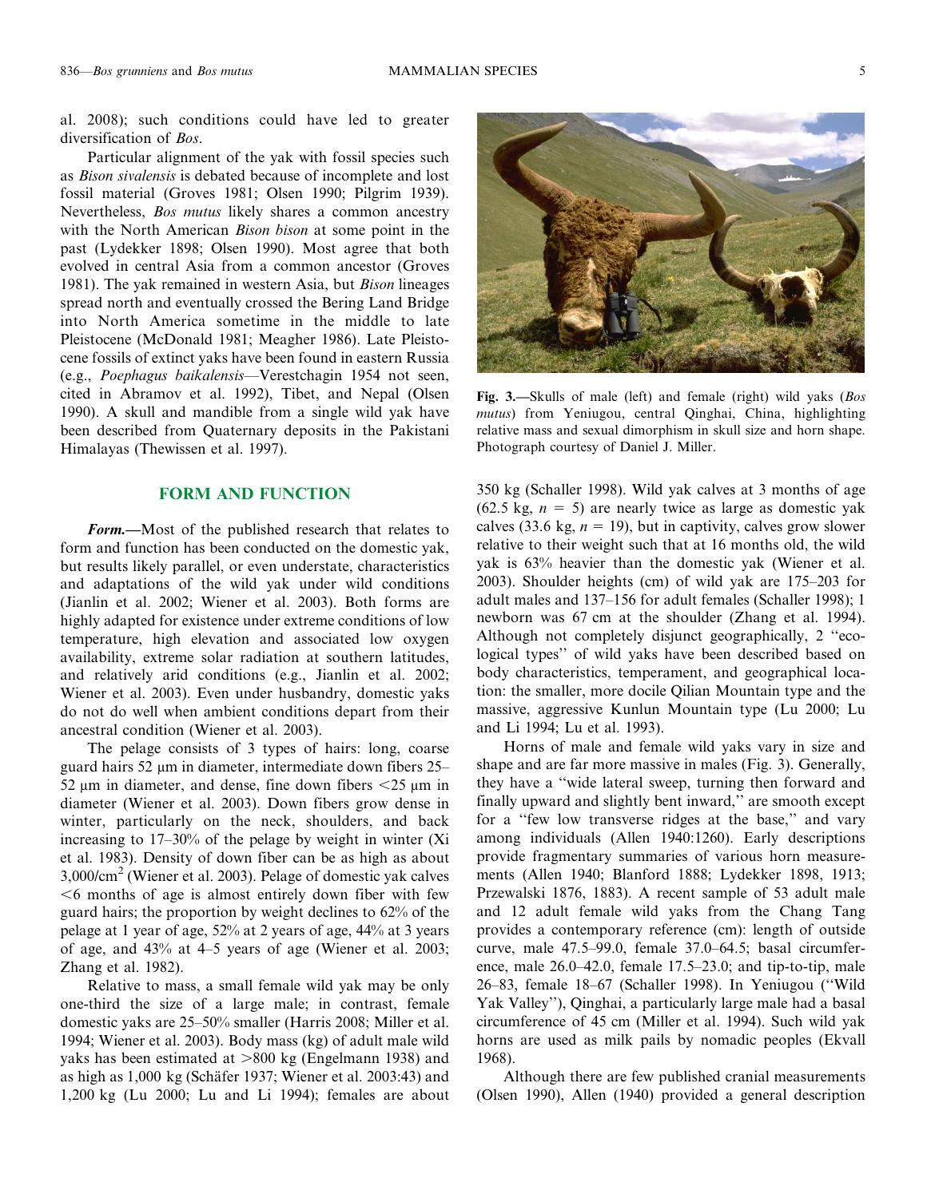al. 2008); such conditions could have led to greater diversification of *Bos*.

Particular alignment of the yak with fossil species such as *Bison sivalensis* is debated because of incomplete and lost fossil material (Groves 1981; Olsen 1990; Pilgrim 1939). Nevertheless, *Bos mutus* likely shares a common ancestry with the North American *Bison bison* at some point in the past (Lydekker 1898; Olsen 1990). Most agree that both evolved in central Asia from a common ancestor (Groves 1981). The yak remained in western Asia, but *Bison* lineages spread north and eventually crossed the Bering Land Bridge into North America sometime in the middle to late Pleistocene (McDonald 1981; Meagher 1986). Late Pleistocene fossils of extinct yaks have been found in eastern Russia (e.g., *Poephagus baikalensis*—Verestchagin 1954 not seen, cited in Abramov et al. 1992), Tibet, and Nepal (Olsen 1990). A skull and mandible from a single wild yak have been described from Quaternary deposits in the Pakistani Himalayas (Thewissen et al. 1997).

## FORM AND FUNCTION

***Form.***—Most of the published research that relates to form and function has been conducted on the domestic yak, but results likely parallel, or even understate, characteristics and adaptations of the wild yak under wild conditions (Jianlin et al. 2002; Wiener et al. 2003). Both forms are highly adapted for existence under extreme conditions of low temperature, high elevation and associated low oxygen availability, extreme solar radiation at southern latitudes, and relatively arid conditions (e.g., Jianlin et al. 2002; Wiener et al. 2003). Even under husbandry, domestic yaks do not do well when ambient conditions depart from their ancestral condition (Wiener et al. 2003).

The pelage consists of 3 types of hairs: long, coarse guard hairs 52 μm in diameter, intermediate down fibers 25–52 μm in diameter, and dense, fine down fibers <25 μm in diameter (Wiener et al. 2003). Down fibers grow dense in winter, particularly on the neck, shoulders, and back increasing to 17–30% of the pelage by weight in winter (Xi et al. 1983). Density of down fiber can be as high as about 3,000/cm$^2$ (Wiener et al. 2003). Pelage of domestic yak calves <6 months of age is almost entirely down fiber with few guard hairs; the proportion by weight declines to 62% of the pelage at 1 year of age, 52% at 2 years of age, 44% at 3 years of age, and 43% at 4–5 years of age (Wiener et al. 2003; Zhang et al. 1982).

Relative to mass, a small female wild yak may be only one-third the size of a large male; in contrast, female domestic yaks are 25–50% smaller (Harris 2008; Miller et al. 1994; Wiener et al. 2003). Body mass (kg) of adult male wild yaks has been estimated at >800 kg (Engelmann 1938) and as high as 1,000 kg (Schäfer 1937; Wiener et al. 2003:43) and 1,200 kg (Lu 2000; Lu and Li 1994); females are about 350 kg (Schaller 1998). Wild yak calves at 3 months of age (62.5 kg, $n = 5$) are nearly twice as large as domestic yak calves (33.6 kg, $n = 19$), but in captivity, calves grow slower relative to their weight such that at 16 months old, the wild yak is 63% heavier than the domestic yak (Wiener et al. 2003). Shoulder heights (cm) of wild yak are 175–203 for adult males and 137–156 for adult females (Schaller 1998); 1 newborn was 67 cm at the shoulder (Zhang et al. 1994). Although not completely disjunct geographically, 2 "ecological types" of wild yaks have been described based on body characteristics, temperament, and geographical location: the smaller, more docile Qilian Mountain type and the massive, aggressive Kunlun Mountain type (Lu 2000; Lu and Li 1994; Lu et al. 1993).

**Fig. 3.**—Skulls of male (left) and female (right) wild yaks (*Bos mutus*) from Yeniugou, central Qinghai, China, highlighting relative mass and sexual dimorphism in skull size and horn shape. Photograph courtesy of Daniel J. Miller.

Horns of male and female wild yaks vary in size and shape and are far more massive in males (Fig. 3). Generally, they have a "wide lateral sweep, turning then forward and finally upward and slightly bent inward," are smooth except for a "few low transverse ridges at the base," and vary among individuals (Allen 1940:1260). Early descriptions provide fragmentary summaries of various horn measurements (Allen 1940; Blanford 1888; Lydekker 1898, 1913; Przewalski 1876, 1883). A recent sample of 53 adult male and 12 adult female wild yaks from the Chang Tang provides a contemporary reference (cm): length of outside curve, male 47.5–99.0, female 37.0–64.5; basal circumference, male 26.0–42.0, female 17.5–23.0; and tip-to-tip, male 26–83, female 18–67 (Schaller 1998). In Yeniugou ("Wild Yak Valley"), Qinghai, a particularly large male had a basal circumference of 45 cm (Miller et al. 1994). Such wild yak horns are used as milk pails by nomadic peoples (Ekvall 1968).

Although there are few published cranial measurements (Olsen 1990), Allen (1940) provided a general description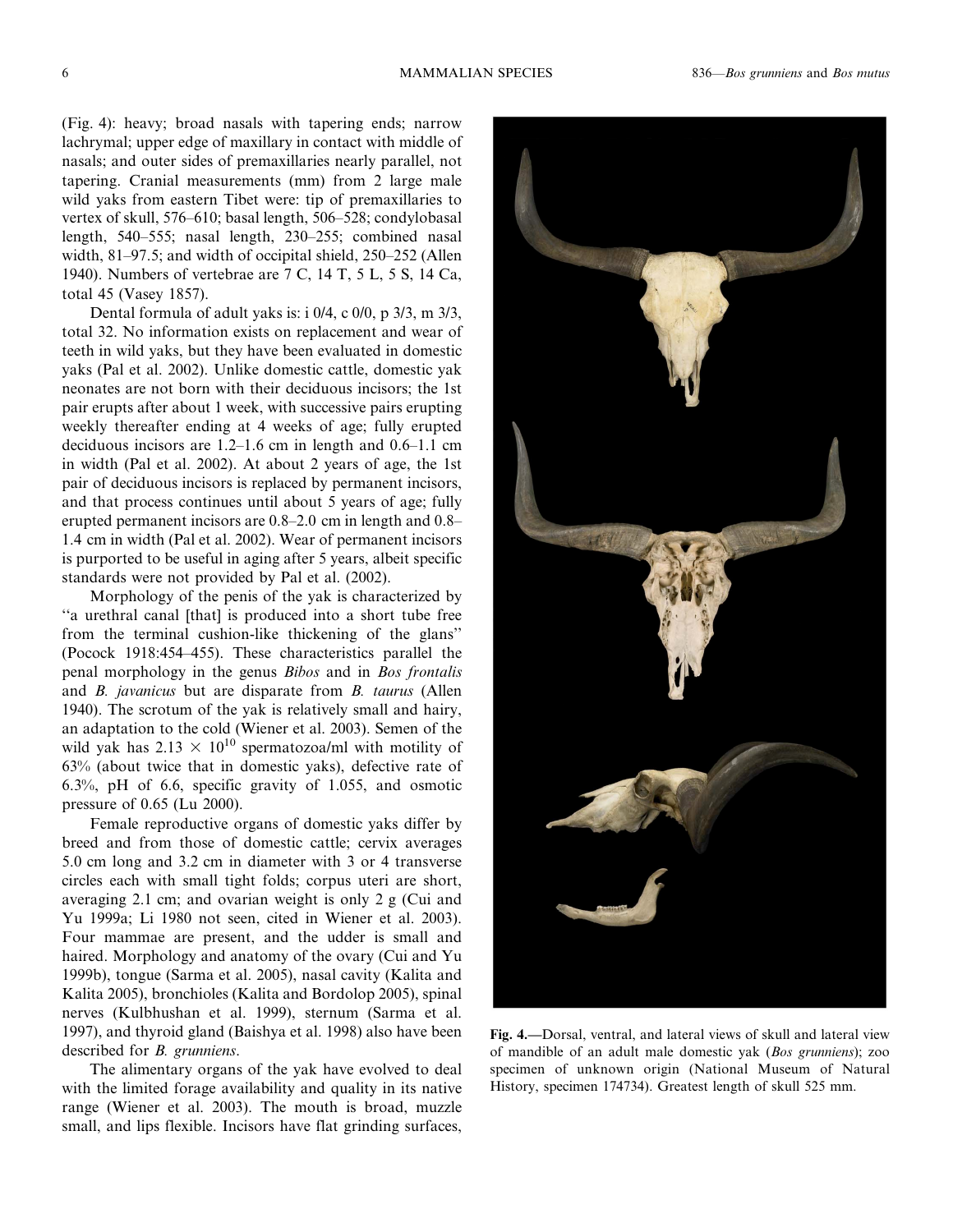(Fig. 4): heavy; broad nasals with tapering ends; narrow lachrymal; upper edge of maxillary in contact with middle of nasals; and outer sides of premaxillaries nearly parallel, not tapering. Cranial measurements (mm) from 2 large male wild yaks from eastern Tibet were: tip of premaxillaries to vertex of skull, 576–610; basal length, 506–528; condylobasal length, 540–555; nasal length, 230–255; combined nasal width, 81–97.5; and width of occipital shield, 250–252 (Allen 1940). Numbers of vertebrae are 7 C, 14 T, 5 L, 5 S, 14 Ca, total 45 (Vasey 1857).

Dental formula of adult yaks is: i 0/4, c 0/0, p 3/3, m 3/3, total 32. No information exists on replacement and wear of teeth in wild yaks, but they have been evaluated in domestic yaks (Pal et al. 2002). Unlike domestic cattle, domestic yak neonates are not born with their deciduous incisors; the 1st pair erupts after about 1 week, with successive pairs erupting weekly thereafter ending at 4 weeks of age; fully erupted deciduous incisors are 1.2–1.6 cm in length and 0.6–1.1 cm in width (Pal et al. 2002). At about 2 years of age, the 1st pair of deciduous incisors is replaced by permanent incisors, and that process continues until about 5 years of age; fully erupted permanent incisors are 0.8–2.0 cm in length and 0.8–1.4 cm in width (Pal et al. 2002). Wear of permanent incisors is purported to be useful in aging after 5 years, albeit specific standards were not provided by Pal et al. (2002).

Morphology of the penis of the yak is characterized by "a urethral canal [that] is produced into a short tube free from the terminal cushion-like thickening of the glans" (Pocock 1918:454–455). These characteristics parallel the penal morphology in the genus *Bibos* and in *Bos frontalis* and *B. javanicus* but are disparate from *B. taurus* (Allen 1940). The scrotum of the yak is relatively small and hairy, an adaptation to the cold (Wiener et al. 2003). Semen of the wild yak has $2.13 \times 10^{10}$ spermatozoa/ml with motility of 63% (about twice that in domestic yaks), defective rate of 6.3%, pH of 6.6, specific gravity of 1.055, and osmotic pressure of 0.65 (Lu 2000).

Female reproductive organs of domestic yaks differ by breed and from those of domestic cattle; cervix averages 5.0 cm long and 3.2 cm in diameter with 3 or 4 transverse circles each with small tight folds; corpus uteri are short, averaging 2.1 cm; and ovarian weight is only 2 g (Cui and Yu 1999a; Li 1980 not seen, cited in Wiener et al. 2003). Four mammae are present, and the udder is small and haired. Morphology and anatomy of the ovary (Cui and Yu 1999b), tongue (Sarma et al. 2005), nasal cavity (Kalita and Kalita 2005), bronchioles (Kalita and Bordolop 2005), spinal nerves (Kulbhushan et al. 1999), sternum (Sarma et al. 1997), and thyroid gland (Baishya et al. 1998) also have been described for *B. grunniens*.

The alimentary organs of the yak have evolved to deal with the limited forage availability and quality in its native range (Wiener et al. 2003). The mouth is broad, muzzle small, and lips flexible. Incisors have flat grinding surfaces,

**Fig. 4.**—Dorsal, ventral, and lateral views of skull and lateral view of mandible of an adult male domestic yak (*Bos grunniens*); zoo specimen of unknown origin (National Museum of Natural History, specimen 174734). Greatest length of skull 525 mm.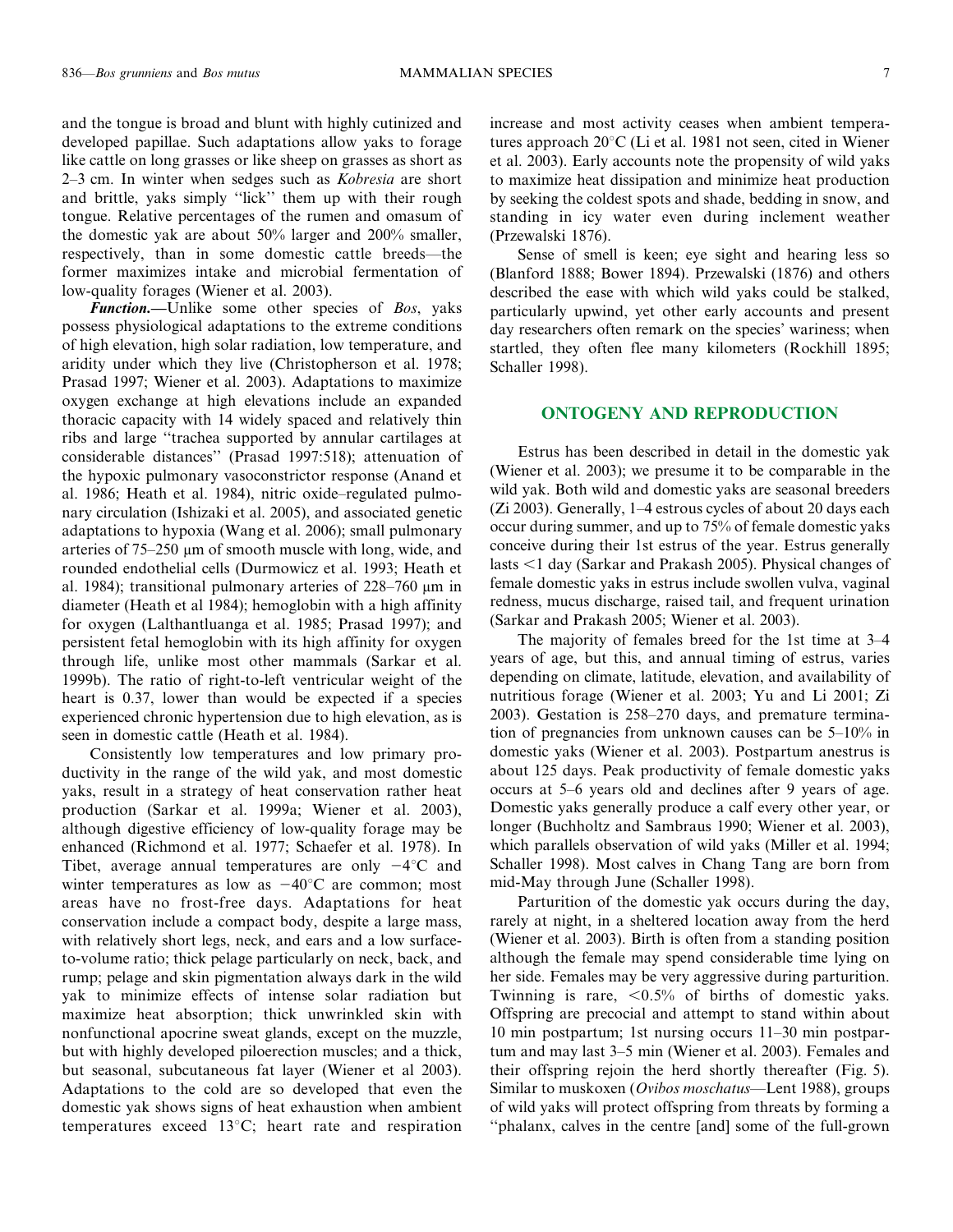and the tongue is broad and blunt with highly cutinized and developed papillae. Such adaptations allow yaks to forage like cattle on long grasses or like sheep on grasses as short as 2–3 cm. In winter when sedges such as *Kobresia* are short and brittle, yaks simply ''lick'' them up with their rough tongue. Relative percentages of the rumen and omasum of the domestic yak are about 50% larger and 200% smaller, respectively, than in some domestic cattle breeds—the former maximizes intake and microbial fermentation of low-quality forages (Wiener et al. 2003).

***Function.***—Unlike some other species of *Bos*, yaks possess physiological adaptations to the extreme conditions of high elevation, high solar radiation, low temperature, and aridity under which they live (Christopherson et al. 1978; Prasad 1997; Wiener et al. 2003). Adaptations to maximize oxygen exchange at high elevations include an expanded thoracic capacity with 14 widely spaced and relatively thin ribs and large ''trachea supported by annular cartilages at considerable distances'' (Prasad 1997:518); attenuation of the hypoxic pulmonary vasoconstrictor response (Anand et al. 1986; Heath et al. 1984), nitric oxide–regulated pulmonary circulation (Ishizaki et al. 2005), and associated genetic adaptations to hypoxia (Wang et al. 2006); small pulmonary arteries of 75–250 μm of smooth muscle with long, wide, and rounded endothelial cells (Durmowicz et al. 1993; Heath et al. 1984); transitional pulmonary arteries of 228–760 μm in diameter (Heath et al 1984); hemoglobin with a high affinity for oxygen (Lalthantluanga et al. 1985; Prasad 1997); and persistent fetal hemoglobin with its high affinity for oxygen through life, unlike most other mammals (Sarkar et al. 1999b). The ratio of right-to-left ventricular weight of the heart is 0.37, lower than would be expected if a species experienced chronic hypertension due to high elevation, as is seen in domestic cattle (Heath et al. 1984).

Consistently low temperatures and low primary productivity in the range of the wild yak, and most domestic yaks, result in a strategy of heat conservation rather heat production (Sarkar et al. 1999a; Wiener et al. 2003), although digestive efficiency of low-quality forage may be enhanced (Richmond et al. 1977; Schaefer et al. 1978). In Tibet, average annual temperatures are only −4°C and winter temperatures as low as −40°C are common; most areas have no frost-free days. Adaptations for heat conservation include a compact body, despite a large mass, with relatively short legs, neck, and ears and a low surface-to-volume ratio; thick pelage particularly on neck, back, and rump; pelage and skin pigmentation always dark in the wild yak to minimize effects of intense solar radiation but maximize heat absorption; thick unwrinkled skin with nonfunctional apocrine sweat glands, except on the muzzle, but with highly developed piloerection muscles; and a thick, but seasonal, subcutaneous fat layer (Wiener et al 2003). Adaptations to the cold are so developed that even the domestic yak shows signs of heat exhaustion when ambient temperatures exceed 13°C; heart rate and respiration increase and most activity ceases when ambient temperatures approach 20°C (Li et al. 1981 not seen, cited in Wiener et al. 2003). Early accounts note the propensity of wild yaks to maximize heat dissipation and minimize heat production by seeking the coldest spots and shade, bedding in snow, and standing in icy water even during inclement weather (Przewalski 1876).

Sense of smell is keen; eye sight and hearing less so (Blanford 1888; Bower 1894). Przewalski (1876) and others described the ease with which wild yaks could be stalked, particularly upwind, yet other early accounts and present day researchers often remark on the species' wariness; when startled, they often flee many kilometers (Rockhill 1895; Schaller 1998).

## ONTOGENY AND REPRODUCTION

Estrus has been described in detail in the domestic yak (Wiener et al. 2003); we presume it to be comparable in the wild yak. Both wild and domestic yaks are seasonal breeders (Zi 2003). Generally, 1–4 estrous cycles of about 20 days each occur during summer, and up to 75% of female domestic yaks conceive during their 1st estrus of the year. Estrus generally lasts <1 day (Sarkar and Prakash 2005). Physical changes of female domestic yaks in estrus include swollen vulva, vaginal redness, mucus discharge, raised tail, and frequent urination (Sarkar and Prakash 2005; Wiener et al. 2003).

The majority of females breed for the 1st time at 3–4 years of age, but this, and annual timing of estrus, varies depending on climate, latitude, elevation, and availability of nutritious forage (Wiener et al. 2003; Yu and Li 2001; Zi 2003). Gestation is 258–270 days, and premature termination of pregnancies from unknown causes can be 5–10% in domestic yaks (Wiener et al. 2003). Postpartum anestrus is about 125 days. Peak productivity of female domestic yaks occurs at 5–6 years old and declines after 9 years of age. Domestic yaks generally produce a calf every other year, or longer (Buchholtz and Sambraus 1990; Wiener et al. 2003), which parallels observation of wild yaks (Miller et al. 1994; Schaller 1998). Most calves in Chang Tang are born from mid-May through June (Schaller 1998).

Parturition of the domestic yak occurs during the day, rarely at night, in a sheltered location away from the herd (Wiener et al. 2003). Birth is often from a standing position although the female may spend considerable time lying on her side. Females may be very aggressive during parturition. Twinning is rare, <0.5% of births of domestic yaks. Offspring are precocial and attempt to stand within about 10 min postpartum; 1st nursing occurs 11–30 min postpartum and may last 3–5 min (Wiener et al. 2003). Females and their offspring rejoin the herd shortly thereafter (Fig. 5). Similar to muskoxen (*Ovibos moschatus*—Lent 1988), groups of wild yaks will protect offspring from threats by forming a ''phalanx, calves in the centre [and] some of the full-grown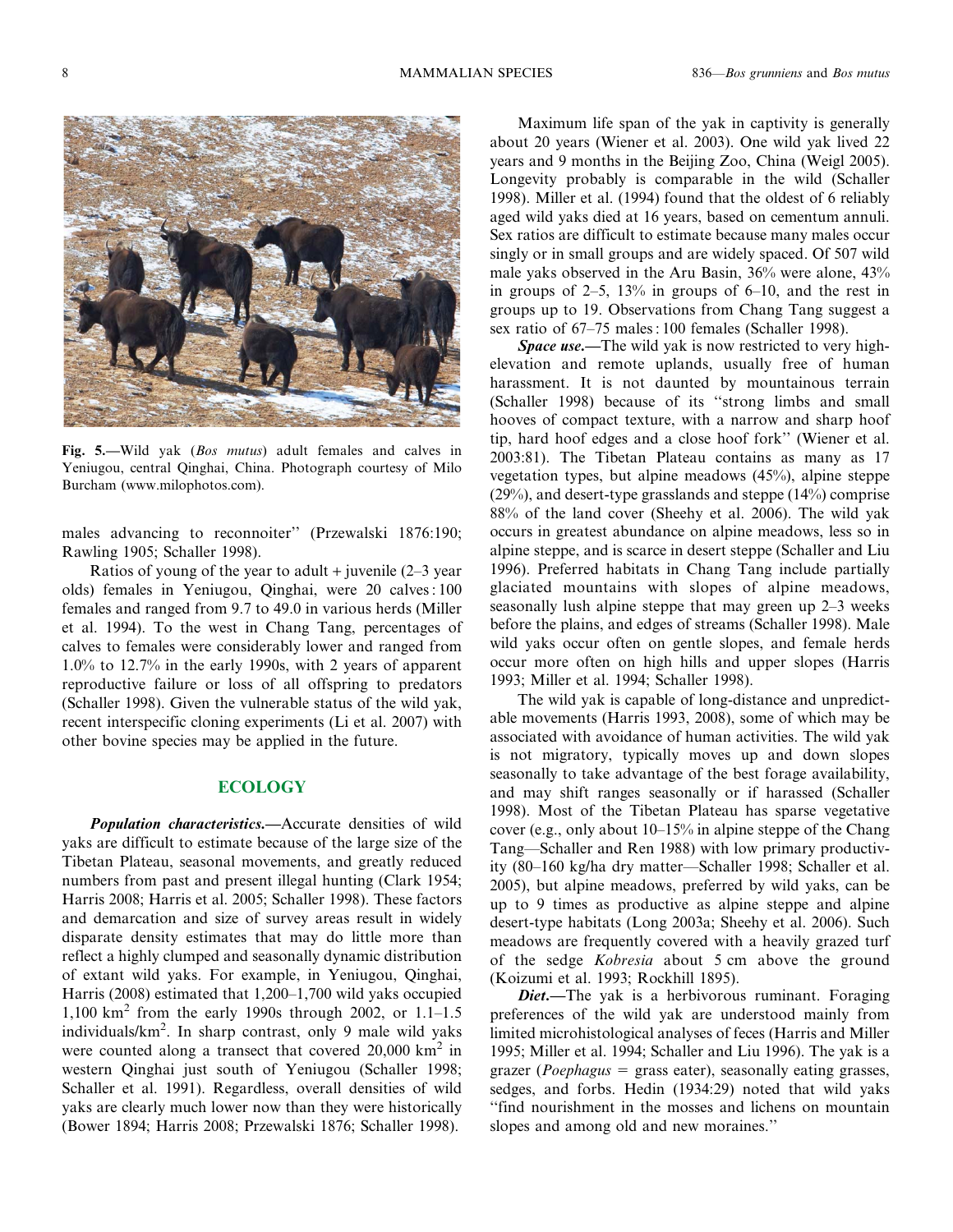Fig. 5.—Wild yak (*Bos mutus*) adult females and calves in Yeniugou, central Qinghai, China. Photograph courtesy of Milo Burcham (www.milophotos.com).

males advancing to reconnoiter" (Przewalski 1876:190; Rawling 1905; Schaller 1998).

Ratios of young of the year to adult + juvenile (2–3 year olds) females in Yeniugou, Qinghai, were 20 calves : 100 females and ranged from 9.7 to 49.0 in various herds (Miller et al. 1994). To the west in Chang Tang, percentages of calves to females were considerably lower and ranged from 1.0% to 12.7% in the early 1990s, with 2 years of apparent reproductive failure or loss of all offspring to predators (Schaller 1998). Given the vulnerable status of the wild yak, recent interspecific cloning experiments (Li et al. 2007) with other bovine species may be applied in the future.

## ECOLOGY

***Population characteristics.***—Accurate densities of wild yaks are difficult to estimate because of the large size of the Tibetan Plateau, seasonal movements, and greatly reduced numbers from past and present illegal hunting (Clark 1954; Harris 2008; Harris et al. 2005; Schaller 1998). These factors and demarcation and size of survey areas result in widely disparate density estimates that may do little more than reflect a highly clumped and seasonally dynamic distribution of extant wild yaks. For example, in Yeniugou, Qinghai, Harris (2008) estimated that 1,200–1,700 wild yaks occupied 1,100 km$^2$ from the early 1990s through 2002, or 1.1–1.5 individuals/km$^2$. In sharp contrast, only 9 male wild yaks were counted along a transect that covered 20,000 km$^2$ in western Qinghai just south of Yeniugou (Schaller 1998; Schaller et al. 1991). Regardless, overall densities of wild yaks are clearly much lower now than they were historically (Bower 1894; Harris 2008; Przewalski 1876; Schaller 1998).

Maximum life span of the yak in captivity is generally about 20 years (Wiener et al. 2003). One wild yak lived 22 years and 9 months in the Beijing Zoo, China (Weigl 2005). Longevity probably is comparable in the wild (Schaller 1998). Miller et al. (1994) found that the oldest of 6 reliably aged wild yaks died at 16 years, based on cementum annuli. Sex ratios are difficult to estimate because many males occur singly or in small groups and are widely spaced. Of 507 wild male yaks observed in the Aru Basin, 36% were alone, 43% in groups of 2–5, 13% in groups of 6–10, and the rest in groups up to 19. Observations from Chang Tang suggest a sex ratio of 67–75 males : 100 females (Schaller 1998).

***Space use.***—The wild yak is now restricted to very high-elevation and remote uplands, usually free of human harassment. It is not daunted by mountainous terrain (Schaller 1998) because of its "strong limbs and small hooves of compact texture, with a narrow and sharp hoof tip, hard hoof edges and a close hoof fork" (Wiener et al. 2003:81). The Tibetan Plateau contains as many as 17 vegetation types, but alpine meadows (45%), alpine steppe (29%), and desert-type grasslands and steppe (14%) comprise 88% of the land cover (Sheehy et al. 2006). The wild yak occurs in greatest abundance on alpine meadows, less so in alpine steppe, and is scarce in desert steppe (Schaller and Liu 1996). Preferred habitats in Chang Tang include partially glaciated mountains with slopes of alpine meadows, seasonally lush alpine steppe that may green up 2–3 weeks before the plains, and edges of streams (Schaller 1998). Male wild yaks occur often on gentle slopes, and female herds occur more often on high hills and upper slopes (Harris 1993; Miller et al. 1994; Schaller 1998).

The wild yak is capable of long-distance and unpredictable movements (Harris 1993, 2008), some of which may be associated with avoidance of human activities. The wild yak is not migratory, typically moves up and down slopes seasonally to take advantage of the best forage availability, and may shift ranges seasonally or if harassed (Schaller 1998). Most of the Tibetan Plateau has sparse vegetative cover (e.g., only about 10–15% in alpine steppe of the Chang Tang—Schaller and Ren 1988) with low primary productivity (80–160 kg/ha dry matter—Schaller 1998; Schaller et al. 2005), but alpine meadows, preferred by wild yaks, can be up to 9 times as productive as alpine steppe and alpine desert-type habitats (Long 2003a; Sheehy et al. 2006). Such meadows are frequently covered with a heavily grazed turf of the sedge *Kobresia* about 5 cm above the ground (Koizumi et al. 1993; Rockhill 1895).

***Diet.***—The yak is a herbivorous ruminant. Foraging preferences of the wild yak are understood mainly from limited microhistological analyses of feces (Harris and Miller 1995; Miller et al. 1994; Schaller and Liu 1996). The yak is a grazer (*Poephagus* = grass eater), seasonally eating grasses, sedges, and forbs. Hedin (1934:29) noted that wild yaks "find nourishment in the mosses and lichens on mountain slopes and among old and new moraines."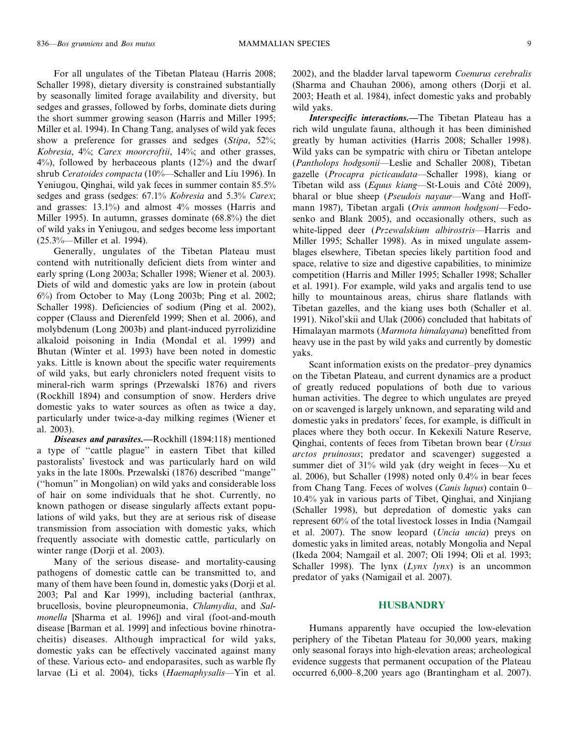For all ungulates of the Tibetan Plateau (Harris 2008; Schaller 1998), dietary diversity is constrained substantially by seasonally limited forage availability and diversity, but sedges and grasses, followed by forbs, dominate diets during the short summer growing season (Harris and Miller 1995; Miller et al. 1994). In Chang Tang, analyses of wild yak feces show a preference for grasses and sedges (*Stipa*, 52%; *Kobresia*, 4%; *Carex moorcroftii*, 14%; and other grasses, 4%), followed by herbaceous plants (12%) and the dwarf shrub *Ceratoides compacta* (10%—Schaller and Liu 1996). In Yeniugou, Qinghai, wild yak feces in summer contain 85.5% sedges and grass (sedges: 67.1% *Kobresia* and 5.3% *Carex*; and grasses: 13.1%) and almost 4% mosses (Harris and Miller 1995). In autumn, grasses dominate (68.8%) the diet of wild yaks in Yeniugou, and sedges become less important (25.3%—Miller et al. 1994).

Generally, ungulates of the Tibetan Plateau must contend with nutritionally deficient diets from winter and early spring (Long 2003a; Schaller 1998; Wiener et al. 2003). Diets of wild and domestic yaks are low in protein (about 6%) from October to May (Long 2003b; Ping et al. 2002; Schaller 1998). Deficiencies of sodium (Ping et al. 2002), copper (Clauss and Dierenfeld 1999; Shen et al. 2006), and molybdenum (Long 2003b) and plant-induced pyrrolizidine alkaloid poisoning in India (Mondal et al. 1999) and Bhutan (Winter et al. 1993) have been noted in domestic yaks. Little is known about the specific water requirements of wild yaks, but early chroniclers noted frequent visits to mineral-rich warm springs (Przewalski 1876) and rivers (Rockhill 1894) and consumption of snow. Herders drive domestic yaks to water sources as often as twice a day, particularly under twice-a-day milking regimes (Wiener et al. 2003).

***Diseases and parasites.***—Rockhill (1894:118) mentioned a type of "cattle plague" in eastern Tibet that killed pastoralists' livestock and was particularly hard on wild yaks in the late 1800s. Przewalski (1876) described "mange" ("homun" in Mongolian) on wild yaks and considerable loss of hair on some individuals that he shot. Currently, no known pathogen or disease singularly affects extant populations of wild yaks, but they are at serious risk of disease transmission from association with domestic yaks, which frequently associate with domestic cattle, particularly on winter range (Dorji et al. 2003).

Many of the serious disease- and mortality-causing pathogens of domestic cattle can be transmitted to, and many of them have been found in, domestic yaks (Dorji et al. 2003; Pal and Kar 1999), including bacterial (anthrax, brucellosis, bovine pleuropneumonia, *Chlamydia*, and *Salmonella* [Sharma et al. 1996]) and viral (foot-and-mouth disease [Barman et al. 1999] and infectious bovine rhinotracheitis) diseases. Although impractical for wild yaks, domestic yaks can be effectively vaccinated against many of these. Various ecto- and endoparasites, such as warble fly larvae (Li et al. 2004), ticks (*Haemaphysalis*—Yin et al. 2002), and the bladder larval tapeworm *Coenurus cerebralis* (Sharma and Chauhan 2006), among others (Dorji et al. 2003; Heath et al. 1984), infect domestic yaks and probably wild yaks.

***Interspecific interactions.***—The Tibetan Plateau has a rich wild ungulate fauna, although it has been diminished greatly by human activities (Harris 2008; Schaller 1998). Wild yaks can be sympatric with chiru or Tibetan antelope (*Pantholops hodgsonii*—Leslie and Schaller 2008), Tibetan gazelle (*Procapra picticaudata*—Schaller 1998), kiang or Tibetan wild ass (*Equus kiang*—St-Louis and Côté 2009), bharal or blue sheep (*Pseudois nayaur*—Wang and Hoffmann 1987), Tibetan argali (*Ovis ammon hodgsoni*—Fedosenko and Blank 2005), and occasionally others, such as white-lipped deer (*Przewalskium albirostris*—Harris and Miller 1995; Schaller 1998). As in mixed ungulate assemblages elsewhere, Tibetan species likely partition food and space, relative to size and digestive capabilities, to minimize competition (Harris and Miller 1995; Schaller 1998; Schaller et al. 1991). For example, wild yaks and argalis tend to use hilly to mountainous areas, chirus share flatlands with Tibetan gazelles, and the kiang uses both (Schaller et al. 1991). Nikol'skii and Ulak (2006) concluded that habitats of Himalayan marmots (*Marmota himalayana*) benefitted from heavy use in the past by wild yaks and currently by domestic yaks.

Scant information exists on the predator–prey dynamics on the Tibetan Plateau, and current dynamics are a product of greatly reduced populations of both due to various human activities. The degree to which ungulates are preyed on or scavenged is largely unknown, and separating wild and domestic yaks in predators' feces, for example, is difficult in places where they both occur. In Kekexili Nature Reserve, Qinghai, contents of feces from Tibetan brown bear (*Ursus arctos pruinosus*; predator and scavenger) suggested a summer diet of 31% wild yak (dry weight in feces—Xu et al. 2006), but Schaller (1998) noted only 0.4% in bear feces from Chang Tang. Feces of wolves (*Canis lupus*) contain 0–10.4% yak in various parts of Tibet, Qinghai, and Xinjiang (Schaller 1998), but depredation of domestic yaks can represent 60% of the total livestock losses in India (Namgail et al. 2007). The snow leopard (*Uncia uncia*) preys on domestic yaks in limited areas, notably Mongolia and Nepal (Ikeda 2004; Namgail et al. 2007; Oli 1994; Oli et al. 1993; Schaller 1998). The lynx (*Lynx lynx*) is an uncommon predator of yaks (Namigail et al. 2007).

## HUSBANDRY

Humans apparently have occupied the low-elevation periphery of the Tibetan Plateau for 30,000 years, making only seasonal forays into high-elevation areas; archeological evidence suggests that permanent occupation of the Plateau occurred 6,000–8,200 years ago (Brantingham et al. 2007).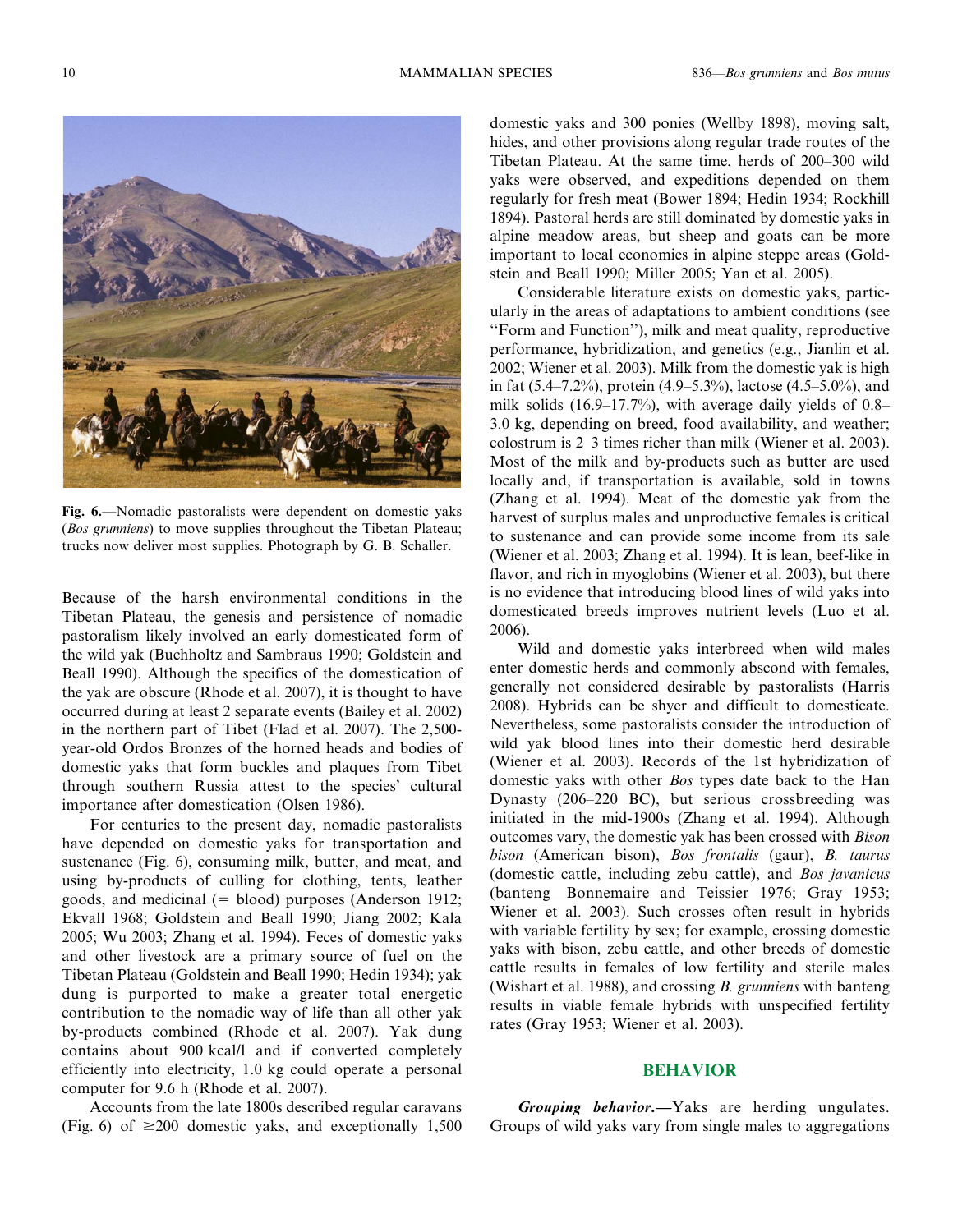Fig. 6.—Nomadic pastoralists were dependent on domestic yaks (*Bos grunniens*) to move supplies throughout the Tibetan Plateau; trucks now deliver most supplies. Photograph by G. B. Schaller.

Because of the harsh environmental conditions in the Tibetan Plateau, the genesis and persistence of nomadic pastoralism likely involved an early domesticated form of the wild yak (Buchholtz and Sambraus 1990; Goldstein and Beall 1990). Although the specifics of the domestication of the yak are obscure (Rhode et al. 2007), it is thought to have occurred during at least 2 separate events (Bailey et al. 2002) in the northern part of Tibet (Flad et al. 2007). The 2,500-year-old Ordos Bronzes of the horned heads and bodies of domestic yaks that form buckles and plaques from Tibet through southern Russia attest to the species' cultural importance after domestication (Olsen 1986).

For centuries to the present day, nomadic pastoralists have depended on domestic yaks for transportation and sustenance (Fig. 6), consuming milk, butter, and meat, and using by-products of culling for clothing, tents, leather goods, and medicinal (= blood) purposes (Anderson 1912; Ekvall 1968; Goldstein and Beall 1990; Jiang 2002; Kala 2005; Wu 2003; Zhang et al. 1994). Feces of domestic yaks and other livestock are a primary source of fuel on the Tibetan Plateau (Goldstein and Beall 1990; Hedin 1934); yak dung is purported to make a greater total energetic contribution to the nomadic way of life than all other yak by-products combined (Rhode et al. 2007). Yak dung contains about 900 kcal/l and if converted completely efficiently into electricity, 1.0 kg could operate a personal computer for 9.6 h (Rhode et al. 2007).

Accounts from the late 1800s described regular caravans (Fig. 6) of ≥200 domestic yaks, and exceptionally 1,500 domestic yaks and 300 ponies (Wellby 1898), moving salt, hides, and other provisions along regular trade routes of the Tibetan Plateau. At the same time, herds of 200–300 wild yaks were observed, and expeditions depended on them regularly for fresh meat (Bower 1894; Hedin 1934; Rockhill 1894). Pastoral herds are still dominated by domestic yaks in alpine meadow areas, but sheep and goats can be more important to local economies in alpine steppe areas (Goldstein and Beall 1990; Miller 2005; Yan et al. 2005).

Considerable literature exists on domestic yaks, particularly in the areas of adaptations to ambient conditions (see "Form and Function"), milk and meat quality, reproductive performance, hybridization, and genetics (e.g., Jianlin et al. 2002; Wiener et al. 2003). Milk from the domestic yak is high in fat (5.4–7.2%), protein (4.9–5.3%), lactose (4.5–5.0%), and milk solids (16.9–17.7%), with average daily yields of 0.8–3.0 kg, depending on breed, food availability, and weather; colostrum is 2–3 times richer than milk (Wiener et al. 2003). Most of the milk and by-products such as butter are used locally and, if transportation is available, sold in towns (Zhang et al. 1994). Meat of the domestic yak from the harvest of surplus males and unproductive females is critical to sustenance and can provide some income from its sale (Wiener et al. 2003; Zhang et al. 1994). It is lean, beef-like in flavor, and rich in myoglobins (Wiener et al. 2003), but there is no evidence that introducing blood lines of wild yaks into domesticated breeds improves nutrient levels (Luo et al. 2006).

Wild and domestic yaks interbreed when wild males enter domestic herds and commonly abscond with females, generally not considered desirable by pastoralists (Harris 2008). Hybrids can be shyer and difficult to domesticate. Nevertheless, some pastoralists consider the introduction of wild yak blood lines into their domestic herd desirable (Wiener et al. 2003). Records of the 1st hybridization of domestic yaks with other *Bos* types date back to the Han Dynasty (206–220 BC), but serious crossbreeding was initiated in the mid-1900s (Zhang et al. 1994). Although outcomes vary, the domestic yak has been crossed with *Bison bison* (American bison), *Bos frontalis* (gaur), *B. taurus* (domestic cattle, including zebu cattle), and *Bos javanicus* (banteng—Bonnemaire and Teissier 1976; Gray 1953; Wiener et al. 2003). Such crosses often result in hybrids with variable fertility by sex; for example, crossing domestic yaks with bison, zebu cattle, and other breeds of domestic cattle results in females of low fertility and sterile males (Wishart et al. 1988), and crossing *B. grunniens* with banteng results in viable female hybrids with unspecified fertility rates (Gray 1953; Wiener et al. 2003).

## BEHAVIOR

***Grouping behavior.***—Yaks are herding ungulates. Groups of wild yaks vary from single males to aggregations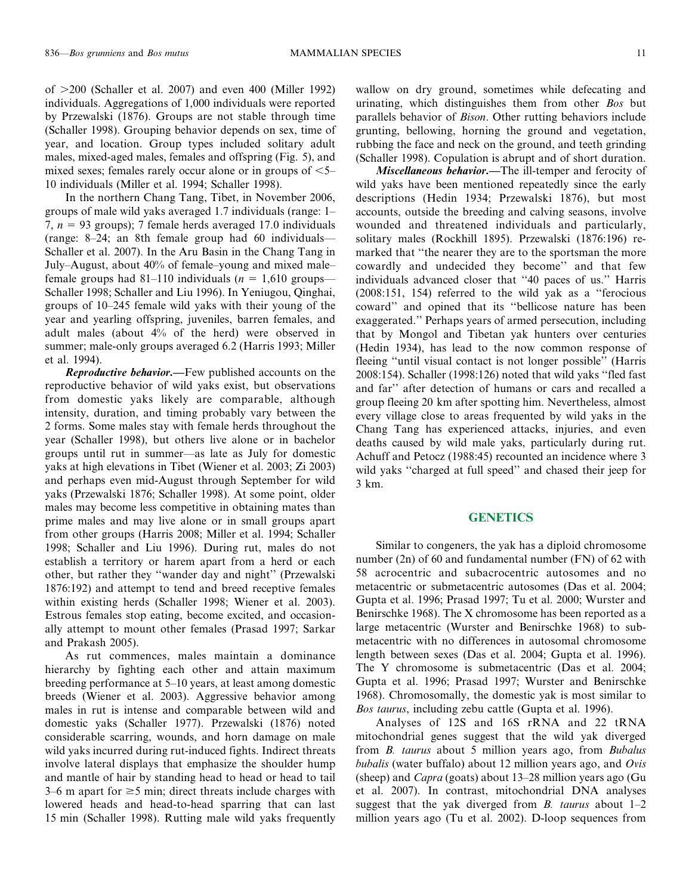of >200 (Schaller et al. 2007) and even 400 (Miller 1992) individuals. Aggregations of 1,000 individuals were reported by Przewalski (1876). Groups are not stable through time (Schaller 1998). Grouping behavior depends on sex, time of year, and location. Group types included solitary adult males, mixed-aged males, females and offspring (Fig. 5), and mixed sexes; females rarely occur alone or in groups of <5–10 individuals (Miller et al. 1994; Schaller 1998).

In the northern Chang Tang, Tibet, in November 2006, groups of male wild yaks averaged 1.7 individuals (range: 1–7, $n = 93$ groups); 7 female herds averaged 17.0 individuals (range: 8–24; an 8th female group had 60 individuals—Schaller et al. 2007). In the Aru Basin in the Chang Tang in July–August, about 40% of female–young and mixed male–female groups had 81–110 individuals ($n = 1,610$ groups—Schaller 1998; Schaller and Liu 1996). In Yeniugou, Qinghai, groups of 10–245 female wild yaks with their young of the year and yearling offspring, juveniles, barren females, and adult males (about 4% of the herd) were observed in summer; male-only groups averaged 6.2 (Harris 1993; Miller et al. 1994).

***Reproductive behavior.***—Few published accounts on the reproductive behavior of wild yaks exist, but observations from domestic yaks likely are comparable, although intensity, duration, and timing probably vary between the 2 forms. Some males stay with female herds throughout the year (Schaller 1998), but others live alone or in bachelor groups until rut in summer—as late as July for domestic yaks at high elevations in Tibet (Wiener et al. 2003; Zi 2003) and perhaps even mid-August through September for wild yaks (Przewalski 1876; Schaller 1998). At some point, older males may become less competitive in obtaining mates than prime males and may live alone or in small groups apart from other groups (Harris 2008; Miller et al. 1994; Schaller 1998; Schaller and Liu 1996). During rut, males do not establish a territory or harem apart from a herd or each other, but rather they ''wander day and night'' (Przewalski 1876:192) and attempt to tend and breed receptive females within existing herds (Schaller 1998; Wiener et al. 2003). Estrous females stop eating, become excited, and occasionally attempt to mount other females (Prasad 1997; Sarkar and Prakash 2005).

As rut commences, males maintain a dominance hierarchy by fighting each other and attain maximum breeding performance at 5–10 years, at least among domestic breeds (Wiener et al. 2003). Aggressive behavior among males in rut is intense and comparable between wild and domestic yaks (Schaller 1977). Przewalski (1876) noted considerable scarring, wounds, and horn damage on male wild yaks incurred during rut-induced fights. Indirect threats involve lateral displays that emphasize the shoulder hump and mantle of hair by standing head to head or head to tail 3–6 m apart for ≥5 min; direct threats include charges with lowered heads and head-to-head sparring that can last 15 min (Schaller 1998). Rutting male wild yaks frequently wallow on dry ground, sometimes while defecating and urinating, which distinguishes them from other *Bos* but parallels behavior of *Bison*. Other rutting behaviors include grunting, bellowing, horning the ground and vegetation, rubbing the face and neck on the ground, and teeth grinding (Schaller 1998). Copulation is abrupt and of short duration.

***Miscellaneous behavior.***—The ill-temper and ferocity of wild yaks have been mentioned repeatedly since the early descriptions (Hedin 1934; Przewalski 1876), but most accounts, outside the breeding and calving seasons, involve wounded and threatened individuals and particularly, solitary males (Rockhill 1895). Przewalski (1876:196) remarked that ''the nearer they are to the sportsman the more cowardly and undecided they become'' and that few individuals advanced closer that ''40 paces of us.'' Harris (2008:151, 154) referred to the wild yak as a ''ferocious coward'' and opined that its ''bellicose nature has been exaggerated.'' Perhaps years of armed persecution, including that by Mongol and Tibetan yak hunters over centuries (Hedin 1934), has lead to the now common response of fleeing ''until visual contact is not longer possible'' (Harris 2008:154). Schaller (1998:126) noted that wild yaks ''fled fast and far'' after detection of humans or cars and recalled a group fleeing 20 km after spotting him. Nevertheless, almost every village close to areas frequented by wild yaks in the Chang Tang has experienced attacks, injuries, and even deaths caused by wild male yaks, particularly during rut. Achuff and Petocz (1988:45) recounted an incidence where 3 wild yaks ''charged at full speed'' and chased their jeep for 3 km.

## GENETICS

Similar to congeners, the yak has a diploid chromosome number (2n) of 60 and fundamental number (FN) of 62 with 58 acrocentric and subacrocentric autosomes and no metacentric or submetacentric autosomes (Das et al. 2004; Gupta et al. 1996; Prasad 1997; Tu et al. 2000; Wurster and Benirschke 1968). The X chromosome has been reported as a large metacentric (Wurster and Benirschke 1968) to submetacentric with no differences in autosomal chromosome length between sexes (Das et al. 2004; Gupta et al. 1996). The Y chromosome is submetacentric (Das et al. 2004; Gupta et al. 1996; Prasad 1997; Wurster and Benirschke 1968). Chromosomally, the domestic yak is most similar to *Bos taurus*, including zebu cattle (Gupta et al. 1996).

Analyses of 12S and 16S rRNA and 22 tRNA mitochondrial genes suggest that the wild yak diverged from *B. taurus* about 5 million years ago, from *Bubalus bubalis* (water buffalo) about 12 million years ago, and *Ovis* (sheep) and *Capra* (goats) about 13–28 million years ago (Gu et al. 2007). In contrast, mitochondrial DNA analyses suggest that the yak diverged from *B. taurus* about 1–2 million years ago (Tu et al. 2002). D-loop sequences from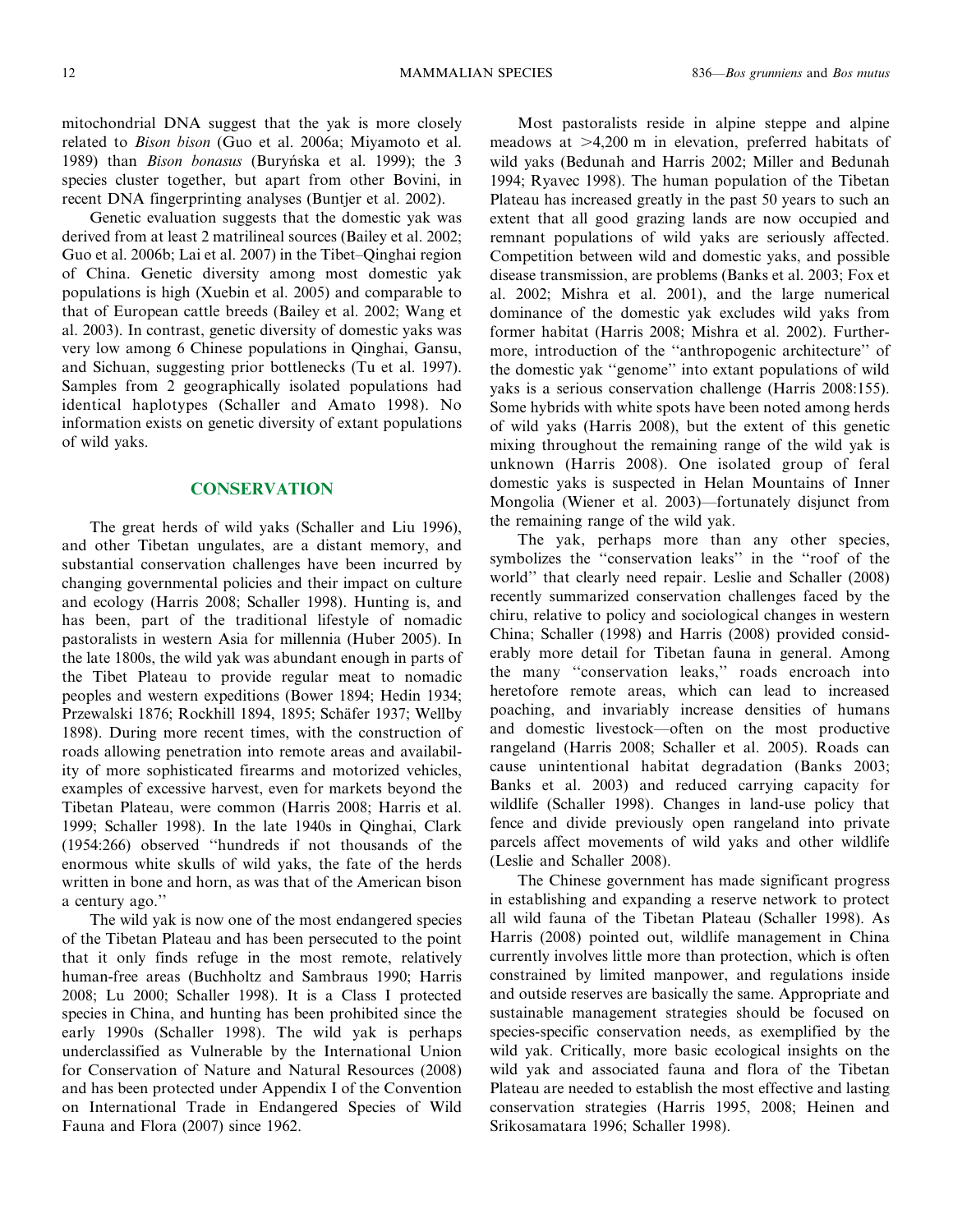mitochondrial DNA suggest that the yak is more closely related to *Bison bison* (Guo et al. 2006a; Miyamoto et al. 1989) than *Bison bonasus* (Buryńska et al. 1999); the 3 species cluster together, but apart from other Bovini, in recent DNA fingerprinting analyses (Buntjer et al. 2002).

Genetic evaluation suggests that the domestic yak was derived from at least 2 matrilineal sources (Bailey et al. 2002; Guo et al. 2006b; Lai et al. 2007) in the Tibet–Qinghai region of China. Genetic diversity among most domestic yak populations is high (Xuebin et al. 2005) and comparable to that of European cattle breeds (Bailey et al. 2002; Wang et al. 2003). In contrast, genetic diversity of domestic yaks was very low among 6 Chinese populations in Qinghai, Gansu, and Sichuan, suggesting prior bottlenecks (Tu et al. 1997). Samples from 2 geographically isolated populations had identical haplotypes (Schaller and Amato 1998). No information exists on genetic diversity of extant populations of wild yaks.

## CONSERVATION

The great herds of wild yaks (Schaller and Liu 1996), and other Tibetan ungulates, are a distant memory, and substantial conservation challenges have been incurred by changing governmental policies and their impact on culture and ecology (Harris 2008; Schaller 1998). Hunting is, and has been, part of the traditional lifestyle of nomadic pastoralists in western Asia for millennia (Huber 2005). In the late 1800s, the wild yak was abundant enough in parts of the Tibet Plateau to provide regular meat to nomadic peoples and western expeditions (Bower 1894; Hedin 1934; Przewalski 1876; Rockhill 1894, 1895; Schäfer 1937; Wellby 1898). During more recent times, with the construction of roads allowing penetration into remote areas and availability of more sophisticated firearms and motorized vehicles, examples of excessive harvest, even for markets beyond the Tibetan Plateau, were common (Harris 2008; Harris et al. 1999; Schaller 1998). In the late 1940s in Qinghai, Clark (1954:266) observed ''hundreds if not thousands of the enormous white skulls of wild yaks, the fate of the herds written in bone and horn, as was that of the American bison a century ago.''

The wild yak is now one of the most endangered species of the Tibetan Plateau and has been persecuted to the point that it only finds refuge in the most remote, relatively human-free areas (Buchholtz and Sambraus 1990; Harris 2008; Lu 2000; Schaller 1998). It is a Class I protected species in China, and hunting has been prohibited since the early 1990s (Schaller 1998). The wild yak is perhaps underclassified as Vulnerable by the International Union for Conservation of Nature and Natural Resources (2008) and has been protected under Appendix I of the Convention on International Trade in Endangered Species of Wild Fauna and Flora (2007) since 1962.

Most pastoralists reside in alpine steppe and alpine meadows at >4,200 m in elevation, preferred habitats of wild yaks (Bedunah and Harris 2002; Miller and Bedunah 1994; Ryavec 1998). The human population of the Tibetan Plateau has increased greatly in the past 50 years to such an extent that all good grazing lands are now occupied and remnant populations of wild yaks are seriously affected. Competition between wild and domestic yaks, and possible disease transmission, are problems (Banks et al. 2003; Fox et al. 2002; Mishra et al. 2001), and the large numerical dominance of the domestic yak excludes wild yaks from former habitat (Harris 2008; Mishra et al. 2002). Furthermore, introduction of the ''anthropogenic architecture'' of the domestic yak ''genome'' into extant populations of wild yaks is a serious conservation challenge (Harris 2008:155). Some hybrids with white spots have been noted among herds of wild yaks (Harris 2008), but the extent of this genetic mixing throughout the remaining range of the wild yak is unknown (Harris 2008). One isolated group of feral domestic yaks is suspected in Helan Mountains of Inner Mongolia (Wiener et al. 2003)—fortunately disjunct from the remaining range of the wild yak.

The yak, perhaps more than any other species, symbolizes the ''conservation leaks'' in the ''roof of the world'' that clearly need repair. Leslie and Schaller (2008) recently summarized conservation challenges faced by the chiru, relative to policy and sociological changes in western China; Schaller (1998) and Harris (2008) provided considerably more detail for Tibetan fauna in general. Among the many ''conservation leaks,'' roads encroach into heretofore remote areas, which can lead to increased poaching, and invariably increase densities of humans and domestic livestock—often on the most productive rangeland (Harris 2008; Schaller et al. 2005). Roads can cause unintentional habitat degradation (Banks 2003; Banks et al. 2003) and reduced carrying capacity for wildlife (Schaller 1998). Changes in land-use policy that fence and divide previously open rangeland into private parcels affect movements of wild yaks and other wildlife (Leslie and Schaller 2008).

The Chinese government has made significant progress in establishing and expanding a reserve network to protect all wild fauna of the Tibetan Plateau (Schaller 1998). As Harris (2008) pointed out, wildlife management in China currently involves little more than protection, which is often constrained by limited manpower, and regulations inside and outside reserves are basically the same. Appropriate and sustainable management strategies should be focused on species-specific conservation needs, as exemplified by the wild yak. Critically, more basic ecological insights on the wild yak and associated fauna and flora of the Tibetan Plateau are needed to establish the most effective and lasting conservation strategies (Harris 1995, 2008; Heinen and Srikosamatara 1996; Schaller 1998).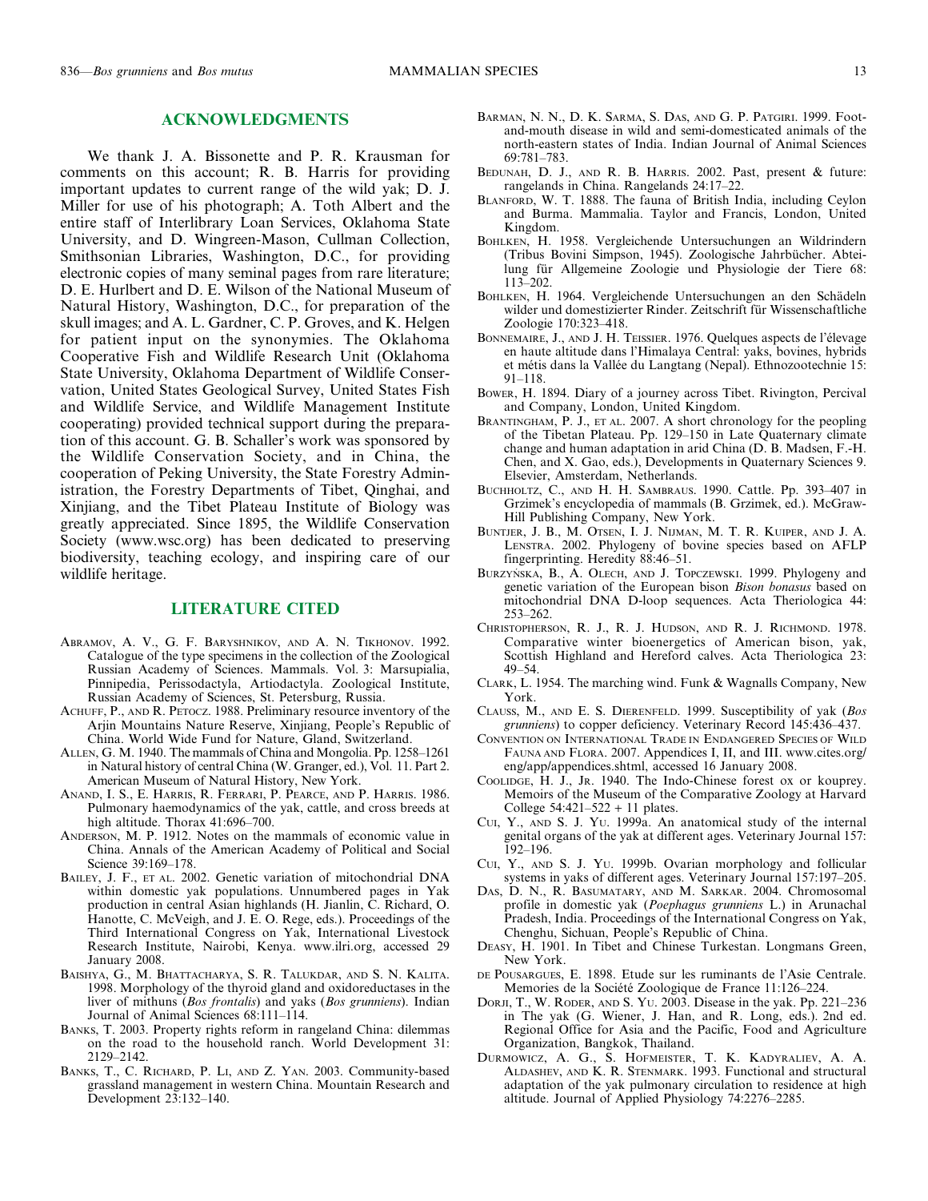## ACKNOWLEDGMENTS

We thank J. A. Bissonette and P. R. Krausman for comments on this account; R. B. Harris for providing important updates to current range of the wild yak; D. J. Miller for use of his photograph; A. Toth Albert and the entire staff of Interlibrary Loan Services, Oklahoma State University, and D. Wingreen-Mason, Cullman Collection, Smithsonian Libraries, Washington, D.C., for providing electronic copies of many seminal pages from rare literature; D. E. Hurlbert and D. E. Wilson of the National Museum of Natural History, Washington, D.C., for preparation of the skull images; and A. L. Gardner, C. P. Groves, and K. Helgen for patient input on the synonymies. The Oklahoma Cooperative Fish and Wildlife Research Unit (Oklahoma State University, Oklahoma Department of Wildlife Conservation, United States Geological Survey, United States Fish and Wildlife Service, and Wildlife Management Institute cooperating) provided technical support during the preparation of this account. G. B. Schaller's work was sponsored by the Wildlife Conservation Society, and in China, the cooperation of Peking University, the State Forestry Administration, the Forestry Departments of Tibet, Qinghai, and Xinjiang, and the Tibet Plateau Institute of Biology was greatly appreciated. Since 1895, the Wildlife Conservation Society (www.wsc.org) has been dedicated to preserving biodiversity, teaching ecology, and inspiring care of our wildlife heritage.

## LITERATURE CITED

Abramov, A. V., G. F. Baryshnikov, and A. N. Tikhonov. 1992. Catalogue of the type specimens in the collection of the Zoological Russian Academy of Sciences. Mammals. Vol. 3: Marsupialia, Pinnipedia, Perissodactyla, Artiodactyla. Zoological Institute, Russian Academy of Sciences, St. Petersburg, Russia.

Achuff, P., and R. Petocz. 1988. Preliminary resource inventory of the Arjin Mountains Nature Reserve, Xinjiang, People's Republic of China. World Wide Fund for Nature, Gland, Switzerland.

Allen, G. M. 1940. The mammals of China and Mongolia. Pp. 1258–1261 in Natural history of central China (W. Granger, ed.), Vol. 11. Part 2. American Museum of Natural History, New York.

Anand, I. S., E. Harris, R. Ferrari, P. Pearce, and P. Harris. 1986. Pulmonary haemodynamics of the yak, cattle, and cross breeds at high altitude. Thorax 41:696–700.

Anderson, M. P. 1912. Notes on the mammals of economic value in China. Annals of the American Academy of Political and Social Science 39:169–178.

Bailey, J. F., et al. 2002. Genetic variation of mitochondrial DNA within domestic yak populations. Unnumbered pages in Yak production in central Asian highlands (H. Jianlin, C. Richard, O. Hanotte, C. McVeigh, and J. E. O. Rege, eds.). Proceedings of the Third International Congress on Yak, International Livestock Research Institute, Nairobi, Kenya. www.ilri.org, accessed 29 January 2008.

Baishya, G., M. Bhattacharya, S. R. Talukdar, and S. N. Kalita. 1998. Morphology of the thyroid gland and oxidoreductases in the liver of mithuns (*Bos frontalis*) and yaks (*Bos grunniens*). Indian Journal of Animal Sciences 68:111–114.

Banks, T. 2003. Property rights reform in rangeland China: dilemmas on the road to the household ranch. World Development 31: 2129–2142.

Banks, T., C. Richard, P. Li, and Z. Yan. 2003. Community-based grassland management in western China. Mountain Research and Development 23:132–140.

Barman, N. N., D. K. Sarma, S. Das, and G. P. Patgiri. 1999. Foot-and-mouth disease in wild and semi-domesticated animals of the north-eastern states of India. Indian Journal of Animal Sciences 69:781–783.

Bedunah, D. J., and R. B. Harris. 2002. Past, present & future: rangelands in China. Rangelands 24:17–22.

Blanford, W. T. 1888. The fauna of British India, including Ceylon and Burma. Mammalia. Taylor and Francis, London, United Kingdom.

Bohlken, H. 1958. Vergleichende Untersuchungen an Wildrindern (Tribus Bovini Simpson, 1945). Zoologische Jahrbücher. Abteilung für Allgemeine Zoologie und Physiologie der Tiere 68: 113–202.

Bohlken, H. 1964. Vergleichende Untersuchungen an den Schädeln wilder und domestizierter Rinder. Zeitschrift für Wissenschaftliche Zoologie 170:323–418.

Bonnemaire, J., and J. H. Teissier. 1976. Quelques aspects de l'élevage en haute altitude dans l'Himalaya Central: yaks, bovines, hybrids et métis dans la Vallée du Langtang (Nepal). Ethnozootechnie 15: 91–118.

Bower, H. 1894. Diary of a journey across Tibet. Rivington, Percival and Company, London, United Kingdom.

Brantingham, P. J., et al. 2007. A short chronology for the peopling of the Tibetan Plateau. Pp. 129–150 in Late Quaternary climate change and human adaptation in arid China (D. B. Madsen, F.-H. Chen, and X. Gao, eds.), Developments in Quaternary Sciences 9. Elsevier, Amsterdam, Netherlands.

Buchholtz, C., and H. H. Sambraus. 1990. Cattle. Pp. 393–407 in Grzimek's encyclopedia of mammals (B. Grzimek, ed.). McGraw-Hill Publishing Company, New York.

Buntjer, J. B., M. Otsen, I. J. Nijman, M. T. R. Kuiper, and J. A. Lenstra. 2002. Phylogeny of bovine species based on AFLP fingerprinting. Heredity 88:46–51.

Burzynska, B., A. Olech, and J. Topczewski. 1999. Phylogeny and genetic variation of the European bison *Bison bonasus* based on mitochondrial DNA D-loop sequences. Acta Theriologica 44: 253–262.

Christopherson, R. J., R. J. Hudson, and R. J. Richmond. 1978. Comparative winter bioenergetics of American bison, yak, Scottish Highland and Hereford calves. Acta Theriologica 23: 49–54.

Clark, L. 1954. The marching wind. Funk & Wagnalls Company, New York.

Clauss, M., and E. S. Dierenfeld. 1999. Susceptibility of yak (*Bos grunniens*) to copper deficiency. Veterinary Record 145:436–437.

Convention on International Trade in Endangered Species of Wild Fauna and Flora. 2007. Appendices I, II, and III. www.cites.org/eng/app/appendices.shtml, accessed 16 January 2008.

Coolidge, H. J., Jr. 1940. The Indo-Chinese forest ox or kouprey. Memoirs of the Museum of the Comparative Zoology at Harvard College 54:421–522 + 11 plates.

Cui, Y., and S. J. Yu. 1999a. An anatomical study of the internal genital organs of the yak at different ages. Veterinary Journal 157: 192–196.

Cui, Y., and S. J. Yu. 1999b. Ovarian morphology and follicular systems in yaks of different ages. Veterinary Journal 157:197–205.

Das, D. N., R. Basumatary, and M. Sarkar. 2004. Chromosomal profile in domestic yak (*Poephagus grunniens* L.) in Arunachal Pradesh, India. Proceedings of the International Congress on Yak, Chenghu, Sichuan, People's Republic of China.

Deasy, H. 1901. In Tibet and Chinese Turkestan. Longmans Green, New York.

de Pousargues, E. 1898. Etude sur les ruminants de l'Asie Centrale. Memories de la Société Zoologique de France 11:126–224.

Dorji, T., W. Roder, and S. Yu. 2003. Disease in the yak. Pp. 221–236 in The yak (G. Wiener, J. Han, and R. Long, eds.). 2nd ed. Regional Office for Asia and the Pacific, Food and Agriculture Organization, Bangkok, Thailand.

Durmowicz, A. G., S. Hofmeister, T. K. Kadyraliev, A. A. Aldashev, and K. R. Stenmark. 1993. Functional and structural adaptation of the yak pulmonary circulation to residence at high altitude. Journal of Applied Physiology 74:2276–2285.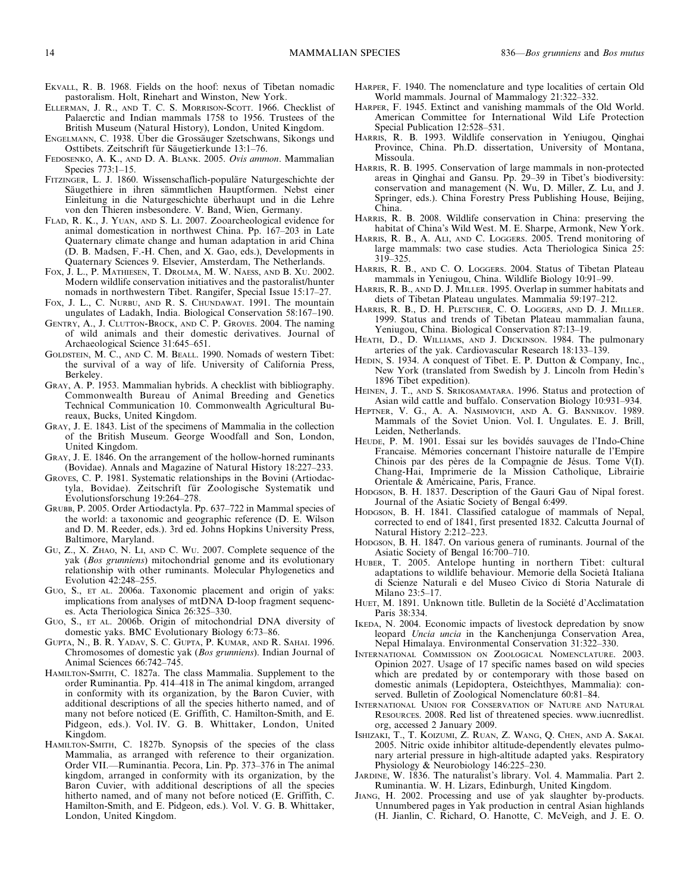EKVALL, R. B. 1968. Fields on the hoof: nexus of Tibetan nomadic pastoralism. Holt, Rinehart and Winston, New York.

ELLERMAN, J. R., AND T. C. S. MORRISON-SCOTT. 1966. Checklist of Palaerctic and Indian mammals 1758 to 1956. Trustees of the British Museum (Natural History), London, United Kingdom.

ENGELMANN, C. 1938. Über die Grossäuger Szetschwans, Sikongs und Osttibets. Zeitschrift für Säugetierkunde 13:1–76.

FEDOSENKO, A. K., AND D. A. BLANK. 2005. *Ovis ammon*. Mammalian Species 773:1–15.

FITZINGER, L. J. 1860. Wissenschaflich-populäre Naturgeschichte der Säugethiere in ihren sämmtlichen Hauptformen. Nebst einer Einleitung in die Naturgeschichte überhaupt und in die Lehre von den Thieren insbesondere. V. Band, Wien, Germany.

FLAD, R. K., J. YUAN, AND S. LI. 2007. Zooarcheological evidence for animal domestication in northwest China. Pp. 167–203 in Late Quaternary climate change and human adaptation in arid China (D. B. Madsen, F.-H. Chen, and X. Gao, eds.), Developments in Quaternary Sciences 9. Elsevier, Amsterdam, The Netherlands.

FOX, J. L., P. MATHIESEN, T. DROLMA, M. W. NAESS, AND B. XU. 2002. Modern wildlife conservation initiatives and the pastoralist/hunter nomads in northwestern Tibet. Rangifer, Special Issue 15:17–27.

FOX, J. L., C. NURBU, AND R. S. CHUNDAWAT. 1991. The mountain ungulates of Ladakh, India. Biological Conservation 58:167–190.

GENTRY, A., J. CLUTTON-BROCK, AND C. P. GROVES. 2004. The naming of wild animals and their domestic derivatives. Journal of Archaeological Science 31:645–651.

GOLDSTEIN, M. C., AND C. M. BEALL. 1990. Nomads of western Tibet: the survival of a way of life. University of California Press, Berkeley.

GRAY, A. P. 1953. Mammalian hybrids. A checklist with bibliography. Commonwealth Bureau of Animal Breeding and Genetics Technical Communication 10. Commonwealth Agricultural Bureaux, Bucks, United Kingdom.

GRAY, J. E. 1843. List of the specimens of Mammalia in the collection of the British Museum. George Woodfall and Son, London, United Kingdom.

GRAY, J. E. 1846. On the arrangement of the hollow-horned ruminants (Bovidae). Annals and Magazine of Natural History 18:227–233.

GROVES, C. P. 1981. Systematic relationships in the Bovini (Artiodactyla, Bovidae). Zeitschrift für Zoologische Systematik und Evolutionsforschung 19:264–278.

GRUBB, P. 2005. Order Artiodactyla. Pp. 637–722 in Mammal species of the world: a taxonomic and geographic reference (D. E. Wilson and D. M. Reeder, eds.). 3rd ed. Johns Hopkins University Press, Baltimore, Maryland.

GU, Z., X. ZHAO, N. LI, AND C. WU. 2007. Complete sequence of the yak (*Bos grunniens*) mitochondrial genome and its evolutionary relationship with other ruminants. Molecular Phylogenetics and Evolution 42:248–255.

GUO, S., ET AL. 2006a. Taxonomic placement and origin of yaks: implications from analyses of mtDNA D-loop fragment sequences. Acta Theriologica Sinica 26:325–330.

GUO, S., ET AL. 2006b. Origin of mitochondrial DNA diversity of domestic yaks. BMC Evolutionary Biology 6:73–86.

GUPTA, N., B. R. YADAV, S. C. GUPTA, P. KUMAR, AND R. SAHAI. 1996. Chromosomes of domestic yak (*Bos grunniens*). Indian Journal of Animal Sciences 66:742–745.

HAMILTON-SMITH, C. 1827a. The class Mammalia. Supplement to the order Ruminantia. Pp. 414–418 in The animal kingdom, arranged in conformity with its organization, by the Baron Cuvier, with additional descriptions of all the species hitherto named, and of many not before noticed (E. Griffith, C. Hamilton-Smith, and E. Pidgeon, eds.). Vol. IV. G. B. Whittaker, London, United Kingdom.

HAMILTON-SMITH, C. 1827b. Synopsis of the species of the class Mammalia, as arranged with reference to their organization. Order VII.—Ruminantia. Pecora, Lin. Pp. 373–376 in The animal kingdom, arranged in conformity with its organization, by the Baron Cuvier, with additional descriptions of all the species hitherto named, and of many not before noticed (E. Griffith, C. Hamilton-Smith, and E. Pidgeon, eds.). Vol. V. G. B. Whittaker, London, United Kingdom.

HARPER, F. 1940. The nomenclature and type localities of certain Old World mammals. Journal of Mammalogy 21:322–332.

HARPER, F. 1945. Extinct and vanishing mammals of the Old World. American Committee for International Wild Life Protection Special Publication 12:528–531.

HARRIS, R. B. 1993. Wildlife conservation in Yeniugou, Qinghai Province, China. Ph.D. dissertation, University of Montana, Missoula.

HARRIS, R. B. 1995. Conservation of large mammals in non-protected areas in Qinghai and Gansu. Pp. 29–39 in Tibet's biodiversity: conservation and management (N. Wu, D. Miller, Z. Lu, and J. Springer, eds.). China Forestry Press Publishing House, Beijing, China.

HARRIS, R. B. 2008. Wildlife conservation in China: preserving the habitat of China's Wild West. M. E. Sharpe, Armonk, New York.

HARRIS, R. B., A. ALI, AND C. LOGGERS. 2005. Trend monitoring of large mammals: two case studies. Acta Theriologica Sinica 25: 319–325.

HARRIS, R. B., AND C. O. LOGGERS. 2004. Status of Tibetan Plateau mammals in Yeniugou, China. Wildlife Biology 10:91–99.

HARRIS, R. B., AND D. J. MILLER. 1995. Overlap in summer habitats and diets of Tibetan Plateau ungulates. Mammalia 59:197–212.

HARRIS, R. B., D. H. PLETSCHER, C. O. LOGGERS, AND D. J. MILLER. 1999. Status and trends of Tibetan Plateau mammalian fauna, Yeniugou, China. Biological Conservation 87:13–19.

HEATH, D., D. WILLIAMS, AND J. DICKINSON. 1984. The pulmonary arteries of the yak. Cardiovascular Research 18:133–139.

HEDIN, S. 1934. A conquest of Tibet. E. P. Dutton & Company, Inc., New York (translated from Swedish by J. Lincoln from Hedin's 1896 Tibet expedition).

HEINEN, J. T., AND S. SRIKOSAMATARA. 1996. Status and protection of Asian wild cattle and buffalo. Conservation Biology 10:931–934.

HEPTNER, V. G., A. A. NASIMOVICH, AND A. G. BANNIKOV. 1989. Mammals of the Soviet Union. Vol. I. Ungulates. E. J. Brill, Leiden, Netherlands.

HEUDE, P. M. 1901. Essai sur les bovidés sauvages de l'Indo-Chine Francaise. Mémories concernant l'histoire naturalle de l'Empire Chinois par des pères de la Compagnie de Jésus. Tome V(I). Chang-Hai, Imprimerie de la Mission Catholique, Librairie Orientale & Américaine, Paris, France.

HODGSON, B. H. 1837. Description of the Gauri Gau of Nipal forest. Journal of the Asiatic Society of Bengal 6:499.

HODGSON, B. H. 1841. Classified catalogue of mammals of Nepal, corrected to end of 1841, first presented 1832. Calcutta Journal of Natural History 2:212–223.

HODGSON, B. H. 1847. On various genera of ruminants. Journal of the Asiatic Society of Bengal 16:700–710.

HUBER, T. 2005. Antelope hunting in northern Tibet: cultural adaptations to wildlife behaviour. Memorie della Società Italiana di Scienze Naturali e del Museo Civico di Storia Naturale di Milano 23:5–17.

HUET, M. 1891. Unknown title. Bulletin de la Société d'Acclimatation Paris 38:334.

IKEDA, N. 2004. Economic impacts of livestock depredation by snow leopard *Uncia uncia* in the Kanchenjunga Conservation Area, Nepal Himalaya. Environmental Conservation 31:322–330.

INTERNATIONAL COMMISSION ON ZOOLOGICAL NOMENCLATURE. 2003. Opinion 2027. Usage of 17 specific names based on wild species which are predated by or contemporary with those based on domestic animals (Lepidoptera, Osteichthyes, Mammalia): conserved. Bulletin of Zoological Nomenclature 60:81–84.

INTERNATIONAL UNION FOR CONSERVATION OF NATURE AND NATURAL RESOURCES. 2008. Red list of threatened species. www.iucnredlist.org, accessed 2 January 2009.

ISHIZAKI, T., T. KOIZUMI, Z. RUAN, Z. WANG, Q. CHEN, AND A. SAKAI. 2005. Nitric oxide inhibitor altitude-dependently elevates pulmonary arterial pressure in high-altitude adapted yaks. Respiratory Physiology & Neurobiology 146:225–230.

JARDINE, W. 1836. The naturalist's library. Vol. 4. Mammalia. Part 2. Ruminantia. W. H. Lizars, Edinburgh, United Kingdom.

JIANG, H. 2002. Processing and use of yak slaughter by-products. Unnumbered pages in Yak production in central Asian highlands (H. Jianlin, C. Richard, O. Hanotte, C. McVeigh, and J. E. O.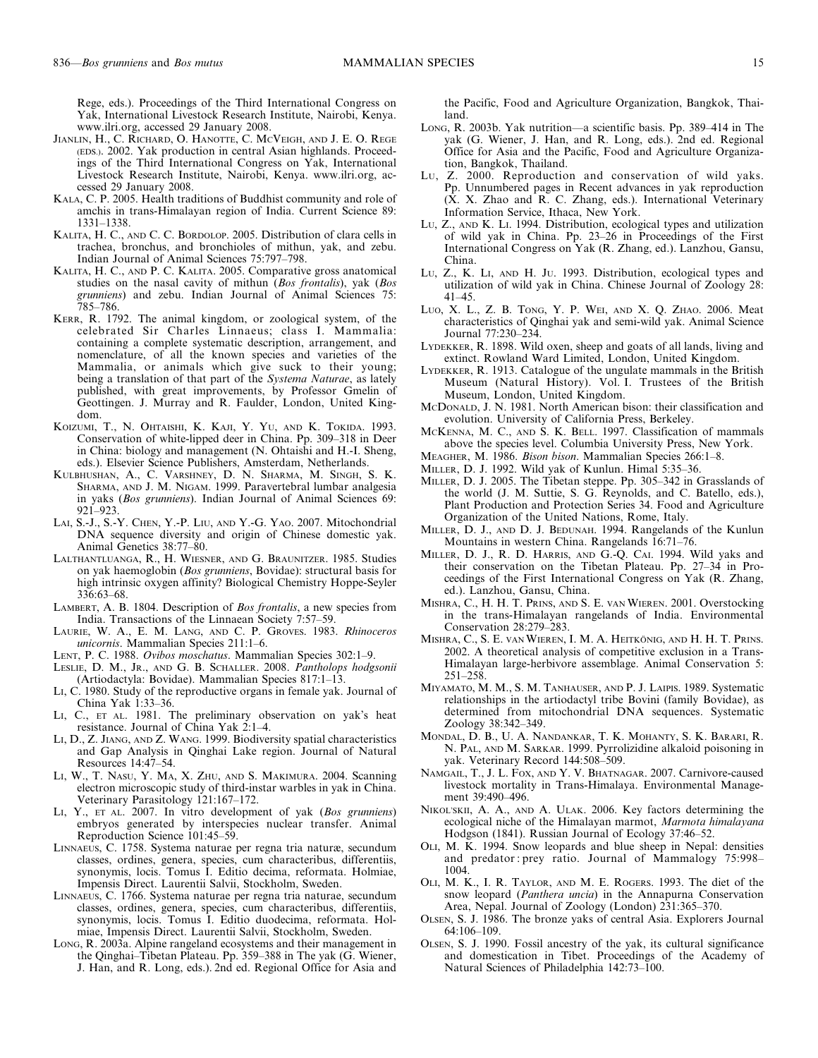Rege, eds.). Proceedings of the Third International Congress on Yak, International Livestock Research Institute, Nairobi, Kenya. www.ilri.org, accessed 29 January 2008.

Jianlin, H., C. Richard, O. Hanotte, C. McVeigh, and J. E. O. Rege (eds.). 2002. Yak production in central Asian highlands. Proceedings of the Third International Congress on Yak, International Livestock Research Institute, Nairobi, Kenya. www.ilri.org, accessed 29 January 2008.

Kala, C. P. 2005. Health traditions of Buddhist community and role of amchis in trans-Himalayan region of India. Current Science 89: 1331–1338.

Kalita, H. C., and C. C. Bordolop. 2005. Distribution of clara cells in trachea, bronchus, and bronchioles of mithun, yak, and zebu. Indian Journal of Animal Sciences 75:797–798.

Kalita, H. C., and P. C. Kalita. 2005. Comparative gross anatomical studies on the nasal cavity of mithun (*Bos frontalis*), yak (*Bos grunniens*) and zebu. Indian Journal of Animal Sciences 75: 785–786.

Kerr, R. 1792. The animal kingdom, or zoological system, of the celebrated Sir Charles Linnaeus; class I. Mammalia: containing a complete systematic description, arrangement, and nomenclature, of all the known species and varieties of the Mammalia, or animals which give suck to their young; being a translation of that part of the *Systema Naturae*, as lately published, with great improvements, by Professor Gmelin of Geottingen. J. Murray and R. Faulder, London, United Kingdom.

Koizumi, T., N. Ohtaishi, K. Kaji, Y. Yu, and K. Tokida. 1993. Conservation of white-lipped deer in China. Pp. 309–318 in Deer in China: biology and management (N. Ohtaishi and H.-I. Sheng, eds.). Elsevier Science Publishers, Amsterdam, Netherlands.

Kulbhushan, A., C. Varshney, D. N. Sharma, M. Singh, S. K. Sharma, and J. M. Nigam. 1999. Paravertebral lumbar analgesia in yaks (*Bos grunniens*). Indian Journal of Animal Sciences 69: 921–923.

Lai, S.-J., S.-Y. Chen, Y.-P. Liu, and Y.-G. Yao. 2007. Mitochondrial DNA sequence diversity and origin of Chinese domestic yak. Animal Genetics 38:77–80.

Lalthantluanga, R., H. Wiesner, and G. Braunitzer. 1985. Studies on yak haemoglobin (*Bos grunniens*, Bovidae): structural basis for high intrinsic oxygen affinity? Biological Chemistry Hoppe-Seyler 336:63–68.

Lambert, A. B. 1804. Description of *Bos frontalis*, a new species from India. Transactions of the Linnaean Society 7:57–59.

Laurie, W. A., E. M. Lang, and C. P. Groves. 1983. *Rhinoceros unicornis*. Mammalian Species 211:1–6.

Lent, P. C. 1988. *Ovibos moschatus*. Mammalian Species 302:1–9.

Leslie, D. M., Jr., and G. B. Schaller. 2008. *Pantholops hodgsonii* (Artiodactyla: Bovidae). Mammalian Species 817:1–13.

Li, C. 1980. Study of the reproductive organs in female yak. Journal of China Yak 1:33–36.

Li, C., et al. 1981. The preliminary observation on yak's heat resistance. Journal of China Yak 2:1–4.

Li, D., Z. Jiang, and Z. Wang. 1999. Biodiversity spatial characteristics and Gap Analysis in Qinghai Lake region. Journal of Natural Resources 14:47–54.

Li, W., T. Nasu, Y. Ma, X. Zhu, and S. Makimura. 2004. Scanning electron microscopic study of third-instar warbles in yak in China. Veterinary Parasitology 121:167–172.

Li, Y., et al. 2007. In vitro development of yak (*Bos grunniens*) embryos generated by interspecies nuclear transfer. Animal Reproduction Science 101:45–59.

Linnaeus, C. 1758. Systema naturae per regna tria naturæ, secundum classes, ordines, genera, species, cum characteribus, differentiis, synonymis, locis. Tomus I. Editio decima, reformata. Holmiae, Impensis Direct. Laurentii Salvii, Stockholm, Sweden.

Linnaeus, C. 1766. Systema naturae per regna tria naturae, secundum classes, ordines, genera, species, cum characteribus, differentiis, synonymis, locis. Tomus I. Editio duodecima, reformata. Holmiae, Impensis Direct. Laurentii Salvii, Stockholm, Sweden.

Long, R. 2003a. Alpine rangeland ecosystems and their management in the Qinghai–Tibetan Plateau. Pp. 359–388 in The yak (G. Wiener, J. Han, and R. Long, eds.). 2nd ed. Regional Office for Asia and the Pacific, Food and Agriculture Organization, Bangkok, Thailand.

Long, R. 2003b. Yak nutrition—a scientific basis. Pp. 389–414 in The yak (G. Wiener, J. Han, and R. Long, eds.). 2nd ed. Regional Office for Asia and the Pacific, Food and Agriculture Organization, Bangkok, Thailand.

Lu, Z. 2000. Reproduction and conservation of wild yaks. Pp. Unnumbered pages in Recent advances in yak reproduction (X. X. Zhao and R. C. Zhang, eds.). International Veterinary Information Service, Ithaca, New York.

Lu, Z., and K. Li. 1994. Distribution, ecological types and utilization of wild yak in China. Pp. 23–26 in Proceedings of the First International Congress on Yak (R. Zhang, ed.). Lanzhou, Gansu, China.

Lu, Z., K. Li, and H. Ju. 1993. Distribution, ecological types and utilization of wild yak in China. Chinese Journal of Zoology 28: 41–45.

Luo, X. L., Z. B. Tong, Y. P. Wei, and X. Q. Zhao. 2006. Meat characteristics of Qinghai yak and semi-wild yak. Animal Science Journal 77:230–234.

Lydekker, R. 1898. Wild oxen, sheep and goats of all lands, living and extinct. Rowland Ward Limited, London, United Kingdom.

Lydekker, R. 1913. Catalogue of the ungulate mammals in the British Museum (Natural History). Vol. I. Trustees of the British Museum, London, United Kingdom.

McDonald, J. N. 1981. North American bison: their classification and evolution. University of California Press, Berkeley.

McKenna, M. C., and S. K. Bell. 1997. Classification of mammals above the species level. Columbia University Press, New York.

Meagher, M. 1986. *Bison bison*. Mammalian Species 266:1–8.

Miller, D. J. 1992. Wild yak of Kunlun. Himal 5:35–36.

Miller, D. J. 2005. The Tibetan steppe. Pp. 305–342 in Grasslands of the world (J. M. Suttie, S. G. Reynolds, and C. Batello, eds.), Plant Production and Protection Series 34. Food and Agriculture Organization of the United Nations, Rome, Italy.

Miller, D. J., and D. J. Bedunah. 1994. Rangelands of the Kunlun Mountains in western China. Rangelands 16:71–76.

Miller, D. J., R. D. Harris, and G.-Q. Cai. 1994. Wild yaks and their conservation on the Tibetan Plateau. Pp. 27–34 in Proceedings of the First International Congress on Yak (R. Zhang, ed.). Lanzhou, Gansu, China.

Mishra, C., H. H. T. Prins, and S. E. van Wieren. 2001. Overstocking in the trans-Himalayan rangelands of India. Environmental Conservation 28:279–283.

Mishra, C., S. E. van Wieren, I. M. A. Heitkönig, and H. H. T. Prins. 2002. A theoretical analysis of competitive exclusion in a Trans-Himalayan large-herbivore assemblage. Animal Conservation 5: 251–258.

Miyamato, M. M., S. M. Tanhauser, and P. J. Laipis. 1989. Systematic relationships in the artiodactyl tribe Bovini (family Bovidae), as determined from mitochondrial DNA sequences. Systematic Zoology 38:342–349.

Mondal, D. B., U. A. Nandankar, T. K. Mohanty, S. K. Barari, R. N. Pal, and M. Sarkar. 1999. Pyrrolizidine alkaloid poisoning in yak. Veterinary Record 144:508–509.

Namgail, T., J. L. Fox, and Y. V. Bhatnagar. 2007. Carnivore-caused livestock mortality in Trans-Himalaya. Environmental Management 39:490–496.

Nikol'skii, A. A., and A. Ulak. 2006. Key factors determining the ecological niche of the Himalayan marmot, *Marmota himalayana* Hodgson (1841). Russian Journal of Ecology 37:46–52.

Oli, M. K. 1994. Snow leopards and blue sheep in Nepal: densities and predator : prey ratio. Journal of Mammalogy 75:998–1004.

Oli, M. K., I. R. Taylor, and M. E. Rogers. 1993. The diet of the snow leopard (*Panthera uncia*) in the Annapurna Conservation Area, Nepal. Journal of Zoology (London) 231:365–370.

Olsen, S. J. 1986. The bronze yaks of central Asia. Explorers Journal 64:106–109.

Olsen, S. J. 1990. Fossil ancestry of the yak, its cultural significance and domestication in Tibet. Proceedings of the Academy of Natural Sciences of Philadelphia 142:73–100.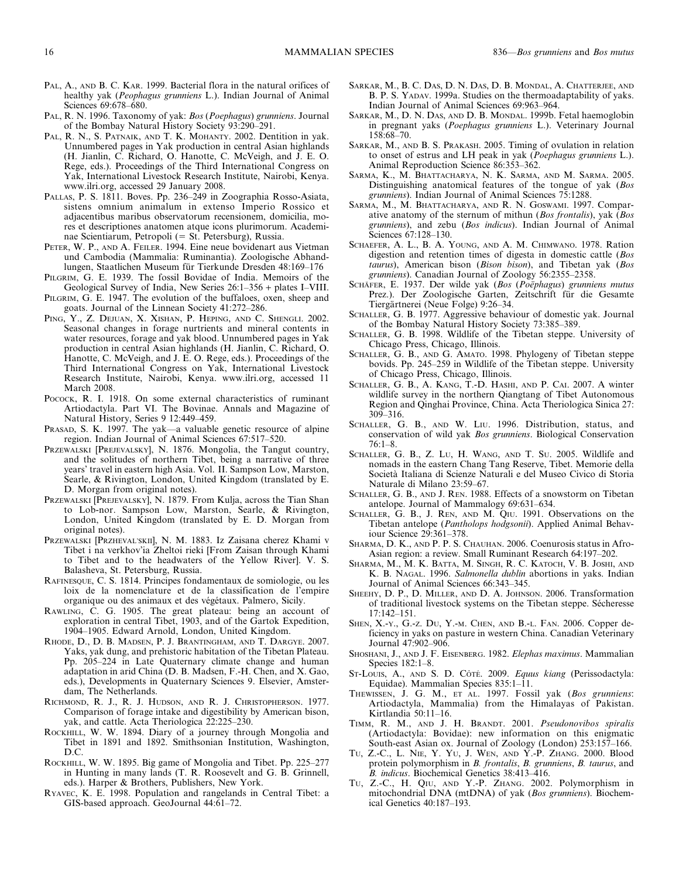PAL, A., AND B. C. KAR. 1999. Bacterial flora in the natural orifices of healthy yak (*Peophagus grunniens* L.). Indian Journal of Animal Sciences 69:678–680.

PAL, R. N. 1996. Taxonomy of yak: *Bos* (*Poephagus*) *grunniens*. Journal of the Bombay Natural History Society 93:290–291.

PAL, R. N., S. PATNAIK, AND T. K. MOHANTY. 2002. Dentition in yak. Unnumbered pages in Yak production in central Asian highlands (H. Jianlin, C. Richard, O. Hanotte, C. McVeigh, and J. E. O. Rege, eds.). Proceedings of the Third International Congress on Yak, International Livestock Research Institute, Nairobi, Kenya. www.ilri.org, accessed 29 January 2008.

PALLAS, P. S. 1811. Boves. Pp. 236–249 in Zoographia Rosso-Asiata, sistens omnium animalum in extenso Imperio Rossico et adjacentibus maribus observatorum recensionem, domicilia, mores et descriptiones anatomen atque icons plurimorum. Academinae Scientiarum, Petropoli (= St. Petersburg), Russia.

PETER, W. P., AND A. FEILER. 1994. Eine neue bovidenart aus Vietman und Cambodia (Mammalia: Ruminantia). Zoologische Abhandlungen, Staatlichen Museum für Tierkunde Dresden 48:169–176

PILGRIM, G. E. 1939. The fossil Bovidae of India. Memoirs of the Geological Survey of India, New Series 26:1–356 + plates I–VIII.

PILGRIM, G. E. 1947. The evolution of the buffaloes, oxen, sheep and goats. Journal of the Linnean Society 41:272–286.

PING, Y., Z. DEJUAN, X. XISHAN, P. HEPING, AND C. SHENGLI. 2002. Seasonal changes in forage nurtrients and mineral contents in water resources, forage and yak blood. Unnumbered pages in Yak production in central Asian highlands (H. Jianlin, C. Richard, O. Hanotte, C. McVeigh, and J. E. O. Rege, eds.). Proceedings of the Third International Congress on Yak, International Livestock Research Institute, Nairobi, Kenya. www.ilri.org, accessed 11 March 2008.

POCOCK, R. I. 1918. On some external characteristics of ruminant Artiodactyla. Part VI. The Bovinae. Annals and Magazine of Natural History, Series 9 12:449–459.

PRASAD, S. K. 1997. The yak—a valuable genetic resource of alpine region. Indian Journal of Animal Sciences 67:517–520.

PRZEWALSKI [PREJEVALSKY], N. 1876. Mongolia, the Tangut country, and the solitudes of northern Tibet, being a narrative of three years' travel in eastern high Asia. Vol. II. Sampson Low, Marston, Searle, & Rivington, London, United Kingdom (translated by E. D. Morgan from original notes).

PRZEWALSKI [PREJEVALSKY], N. 1879. From Kulja, across the Tian Shan to Lob-nor. Sampson Low, Marston, Searle, & Rivington, London, United Kingdom (translated by E. D. Morgan from original notes).

PRZEWALSKI [PRZHEVAL'SKII], N. M. 1883. Iz Zaisana cherez Khami v Tibet i na verkhov'ia Zheltoi rieki [From Zaisan through Khami to Tibet and to the headwaters of the Yellow River]. V. S. Balasheva, St. Petersburg, Russia.

RAFINESQUE, C. S. 1814. Principes fondamentaux de somiologie, ou les loix de la nomenclature et de la classification de l'empire organique ou des animaux et des végétaux. Palmero, Sicily.

RAWLING, C. G. 1905. The great plateau: being an account of exploration in central Tibet, 1903, and of the Gartok Expedition, 1904–1905. Edward Arnold, London, United Kingdom.

RHODE, D., D. B. MADSEN, P. J. BRANTINGHAM, AND T. DARGYE. 2007. Yaks, yak dung, and prehistoric habitation of the Tibetan Plateau. Pp. 205–224 in Late Quaternary climate change and human adaptation in arid China (D. B. Madsen, F.-H. Chen, and X. Gao, eds.), Developments in Quaternary Sciences 9. Elsevier, Amsterdam, The Netherlands.

RICHMOND, R. J., R. J. HUDSON, AND R. J. CHRISTOPHERSON. 1977. Comparison of forage intake and digestibility by American bison, yak, and cattle. Acta Theriologica 22:225–230.

ROCKHILL, W. W. 1894. Diary of a journey through Mongolia and Tibet in 1891 and 1892. Smithsonian Institution, Washington, D.C.

ROCKHILL, W. W. 1895. Big game of Mongolia and Tibet. Pp. 225–277 in Hunting in many lands (T. R. Roosevelt and G. B. Grinnell, eds.). Harper & Brothers, Publishers, New York.

RYAVEC, K. E. 1998. Population and rangelands in Central Tibet: a GIS-based approach. GeoJournal 44:61–72.

SARKAR, M., B. C. DAS, D. N. DAS, D. B. MONDAL, A. CHATTERJEE, AND B. P. S. YADAV. 1999a. Studies on the thermoadaptability of yaks. Indian Journal of Animal Sciences 69:963–964.

SARKAR, M., D. N. DAS, AND D. B. MONDAL. 1999b. Fetal haemoglobin in pregnant yaks (*Poephagus grunniens* L.). Veterinary Journal 158:68–70.

SARKAR, M., AND B. S. PRAKASH. 2005. Timing of ovulation in relation to onset of estrus and LH peak in yak (*Poephagus grunniens* L.). Animal Reproduction Science 86:353–362.

SARMA, K., M. BHATTACHARYA, N. K. SARMA, AND M. SARMA. 2005. Distinguishing anatomical features of the tongue of yak (*Bos grunniens*). Indian Journal of Animal Sciences 75:1288.

SARMA, M., M. BHATTACHARYA, AND R. N. GOSWAMI. 1997. Comparative anatomy of the sternum of mithun (*Bos frontalis*), yak (*Bos grunniens*), and zebu (*Bos indicus*). Indian Journal of Animal Sciences 67:128–130.

SCHAEFER, A. L., B. A. YOUNG, AND A. M. CHIMWANO. 1978. Ration digestion and retention times of digesta in domestic cattle (*Bos taurus*), American bison (*Bison bison*), and Tibetan yak (*Bos grunniens*). Canadian Journal of Zoology 56:2355–2358.

SCHÄFER, E. 1937. Der wilde yak (*Bos* (*Poëphagus*) *grunniens mutus* Prez.). Der Zoologische Garten, Zeitschrift für die Gesamte Tiergärtnerei (Neue Folge) 9:26–34.

SCHALLER, G. B. 1977. Aggressive behaviour of domestic yak. Journal of the Bombay Natural History Society 73:385–389.

SCHALLER, G. B. 1998. Wildlife of the Tibetan steppe. University of Chicago Press, Chicago, Illinois.

SCHALLER, G. B., AND G. AMATO. 1998. Phylogeny of Tibetan steppe bovids. Pp. 245–259 in Wildlife of the Tibetan steppe. University of Chicago Press, Chicago, Illinois.

SCHALLER, G. B., A. KANG, T.-D. HASHI, AND P. CAI. 2007. A winter wildlife survey in the northern Qiangtang of Tibet Autonomous Region and Qinghai Province, China. Acta Theriologica Sinica 27: 309–316.

SCHALLER, G. B., AND W. LIU. 1996. Distribution, status, and conservation of wild yak *Bos grunniens*. Biological Conservation 76:1–8.

SCHALLER, G. B., Z. LU, H. WANG, AND T. SU. 2005. Wildlife and nomads in the eastern Chang Tang Reserve, Tibet. Memorie della Società Italiana di Scienze Naturali e del Museo Civico di Storia Naturale di Milano 23:59–67.

SCHALLER, G. B., AND J. REN. 1988. Effects of a snowstorm on Tibetan antelope. Journal of Mammalogy 69:631–634.

SCHALLER, G. B., J. REN, AND M. QIU. 1991. Observations on the Tibetan antelope (*Pantholops hodgsonii*). Applied Animal Behaviour Science 29:361–378.

SHARMA, D. K., AND P. P. S. CHAUHAN. 2006. Coenurosis status in Afro-Asian region: a review. Small Ruminant Research 64:197–202.

SHARMA, M., M. K. BATTA, M. SINGH, R. C. KATOCH, V. B. JOSHI, AND K. B. NAGAL. 1996. *Salmonella dublin* abortions in yaks. Indian Journal of Animal Sciences 66:343–345.

SHEEHY, D. P., D. MILLER, AND D. A. JOHNSON. 2006. Transformation of traditional livestock systems on the Tibetan steppe. Sécheresse 17:142–151.

SHEN, X.-Y., G.-Z. DU, Y.-M. CHEN, AND B.-L. FAN. 2006. Copper deficiency in yaks on pasture in western China. Canadian Veterinary Journal 47:902–906.

SHOSHANI, J., AND J. F. EISENBERG. 1982. *Elephas maximus*. Mammalian Species 182:1–8.

ST-LOUIS, A., AND S. D. CÔTÉ. 2009. *Equus kiang* (Perissodactyla: Equidae). Mammalian Species 835:1–11.

THEWISSEN, J. G. M., ET AL. 1997. Fossil yak (*Bos grunniens*: Artiodactyla, Mammalia) from the Himalayas of Pakistan. Kirtlandia 50:11–16.

TIMM, R. M., AND J. H. BRANDT. 2001. *Pseudonovibos spiralis* (Artiodactyla: Bovidae): new information on this enigmatic South-east Asian ox. Journal of Zoology (London) 253:157–166.

TU, Z.-C., L. NIE, Y. YU, J. WEN, AND Y.-P. ZHANG. 2000. Blood protein polymorphism in *B. frontalis*, *B. grunniens*, *B. taurus*, and *B. indicus*. Biochemical Genetics 38:413–416.

TU, Z.-C., H. QIU, AND Y.-P. ZHANG. 2002. Polymorphism in mitochondrial DNA (mtDNA) of yak (*Bos grunniens*). Biochemical Genetics 40:187–193.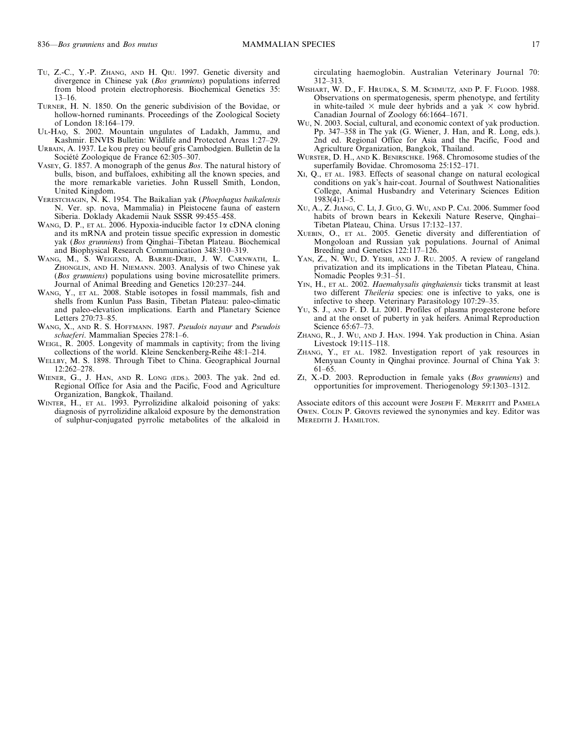Tu, Z.-C., Y.-P. Zhang, and H. Qiu. 1997. Genetic diversity and divergence in Chinese yak (*Bos grunniens*) populations inferred from blood protein electrophoresis. Biochemical Genetics 35: 13–16.

Turner, H. N. 1850. On the generic subdivision of the Bovidae, or hollow-horned ruminants. Proceedings of the Zoological Society of London 18:164–179.

Ul-Haq, S. 2002. Mountain ungulates of Ladakh, Jammu, and Kashmir. ENVIS Bulletin: Wildlife and Protected Areas 1:27–29.

Urbain, A. 1937. Le kou prey ou beouf gris Cambodgien. Bulletin de la Société Zoologique de France 62:305–307.

Vasey, G. 1857. A monograph of the genus *Bos*. The natural history of bulls, bison, and buffaloes, exhibiting all the known species, and the more remarkable varieties. John Russell Smith, London, United Kingdom.

Verestchagin, N. K. 1954. The Baikalian yak (*Phoephagus baikalensis* N. Ver. sp. nova, Mammalia) in Pleistocene fauna of eastern Siberia. Doklady Akademii Nauk SSSR 99:455–458.

Wang, D. P., et al. 2006. Hypoxia-inducible factor 1α cDNA cloning and its mRNA and protein tissue specific expression in domestic yak (*Bos grunniens*) from Qinghai–Tibetan Plateau. Biochemical and Biophysical Research Communication 348:310–319.

Wang, M., S. Weigend, A. Barrie-Dirie, J. W. Carnwath, L. Zhonglin, and H. Niemann. 2003. Analysis of two Chinese yak (*Bos grunniens*) populations using bovine microsatellite primers. Journal of Animal Breeding and Genetics 120:237–244.

Wang, Y., et al. 2008. Stable isotopes in fossil mammals, fish and shells from Kunlun Pass Basin, Tibetan Plateau: paleo-climatic and paleo-elevation implications. Earth and Planetary Science Letters 270:73–85.

Wang, X., and R. S. Hoffmann. 1987. *Pseudois nayaur* and *Pseudois schaeferi*. Mammalian Species 278:1–6.

Weigl, R. 2005. Longevity of mammals in captivity; from the living collections of the world. Kleine Senckenberg-Reihe 48:1–214.

Wellby, M. S. 1898. Through Tibet to China. Geographical Journal 12:262–278.

Wiener, G., J. Han, and R. Long (eds.). 2003. The yak. 2nd ed. Regional Office for Asia and the Pacific, Food and Agriculture Organization, Bangkok, Thailand.

Winter, H., et al. 1993. Pyrrolizidine alkaloid poisoning of yaks: diagnosis of pyrrolizidine alkaloid exposure by the demonstration of sulphur-conjugated pyrrolic metabolites of the alkaloid in circulating haemoglobin. Australian Veterinary Journal 70: 312–313.

Wishart, W. D., F. Hrudka, S. M. Schmutz, and P. F. Flood. 1988. Observations on spermatogenesis, sperm phenotype, and fertility in white-tailed × mule deer hybrids and a yak × cow hybrid. Canadian Journal of Zoology 66:1664–1671.

Wu, N. 2003. Social, cultural, and economic context of yak production. Pp. 347–358 in The yak (G. Wiener, J. Han, and R. Long, eds.). 2nd ed. Regional Office for Asia and the Pacific, Food and Agriculture Organization, Bangkok, Thailand.

Wurster, D. H., and K. Benirschke. 1968. Chromosome studies of the superfamily Bovidae. Chromosoma 25:152–171.

Xi, Q., et al. 1983. Effects of seasonal change on natural ecological conditions on yak's hair-coat. Journal of Southwest Nationalities College, Animal Husbandry and Veterinary Sciences Edition 1983(4):1–5.

Xu, A., Z. Jiang, C. Li, J. Guo, G. Wu, and P. Cai. 2006. Summer food habits of brown bears in Kekexili Nature Reserve, Qinghai–Tibetan Plateau, China. Ursus 17:132–137.

Xuebin, O., et al. 2005. Genetic diversity and differentiation of Mongoloan and Russian yak populations. Journal of Animal Breeding and Genetics 122:117–126.

Yan, Z., N. Wu, D. Yeshi, and J. Ru. 2005. A review of rangeland privatization and its implications in the Tibetan Plateau, China. Nomadic Peoples 9:31–51.

Yin, H., et al. 2002. *Haemahysalis qinghaiensis* ticks transmit at least two different *Theileria* species: one is infective to yaks, one is infective to sheep. Veterinary Parasitology 107:29–35.

Yu, S. J., and F. D. Li. 2001. Profiles of plasma progesterone before and at the onset of puberty in yak heifers. Animal Reproduction Science 65:67–73.

Zhang, R., J. Wu, and J. Han. 1994. Yak production in China. Asian Livestock 19:115–118.

Zhang, Y., et al. 1982. Investigation report of yak resources in Menyuan County in Qinghai province. Journal of China Yak 3: 61–65.

Zi, X.-D. 2003. Reproduction in female yaks (*Bos grunniens*) and opportunities for improvement. Theriogenology 59:1303–1312.

Associate editors of this account were Joseph F. Merritt and Pamela Owen. Colin P. Groves reviewed the synonymies and key. Editor was Meredith J. Hamilton.